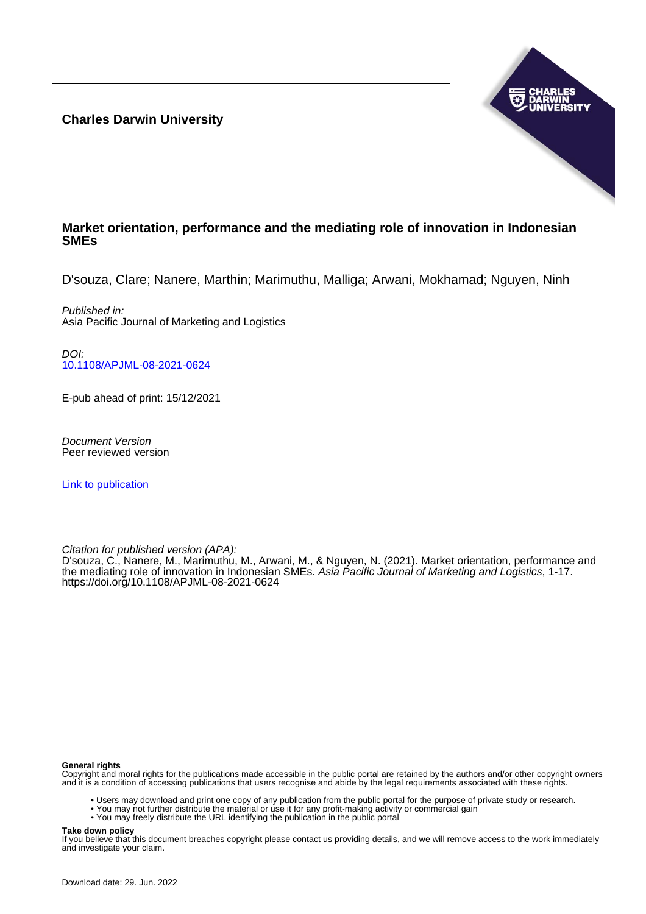**Charles Darwin University**

# Market orientation, performance and the mediating role of innovation in Indonesian SMEs

D'souza, Clare; Nanere, Marthin; Marimuthu, Malliga; Arwani, Mokhamad; Nguyen, Ninh

*Published in:*
Asia Pacific Journal of Marketing and Logistics

*DOI:*
[10.1108/APJML-08-2021-0624](https://doi.org/10.1108/APJML-08-2021-0624)

E-pub ahead of print: 15/12/2021

*Document Version*
Peer reviewed version

Link to publication

*Citation for published version (APA):*
D'souza, C., Nanere, M., Marimuthu, M., Arwani, M., & Nguyen, N. (2021). Market orientation, performance and the mediating role of innovation in Indonesian SMEs. *Asia Pacific Journal of Marketing and Logistics*, 1-17. https://doi.org/10.1108/APJML-08-2021-0624

**General rights**
Copyright and moral rights for the publications made accessible in the public portal are retained by the authors and/or other copyright owners and it is a condition of accessing publications that users recognise and abide by the legal requirements associated with these rights.

- Users may download and print one copy of any publication from the public portal for the purpose of private study or research.
- You may not further distribute the material or use it for any profit-making activity or commercial gain
- You may freely distribute the URL identifying the publication in the public portal

**Take down policy**
If you believe that this document breaches copyright please contact us providing details, and we will remove access to the work immediately and investigate your claim.

Download date: 29. Jun. 2022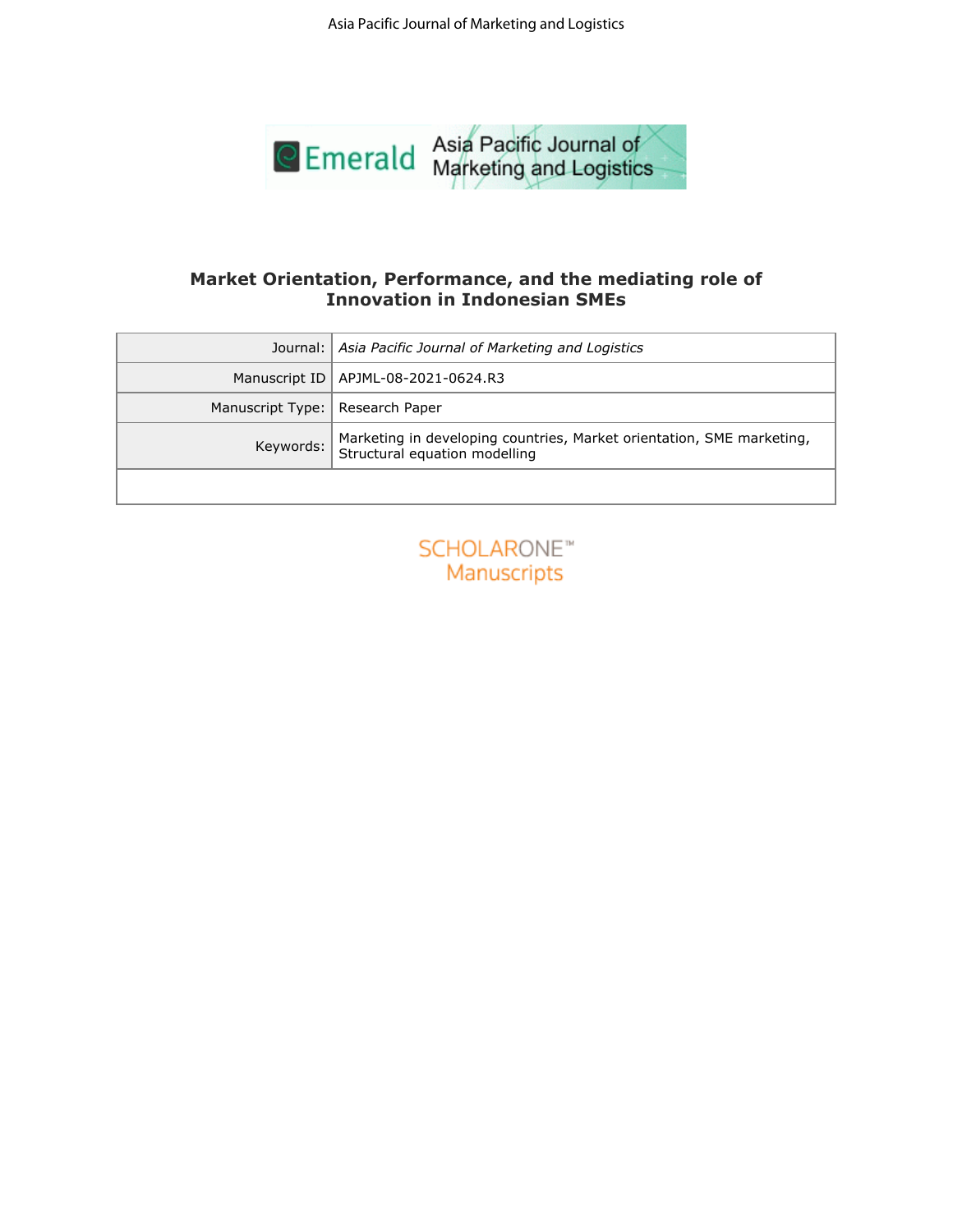# Market Orientation, Performance, and the mediating role of Innovation in Indonesian SMEs

| Journal: | *Asia Pacific Journal of Marketing and Logistics* |
|---|---|
| Manuscript ID | APJML-08-2021-0624.R3 |
| Manuscript Type: | Research Paper |
| Keywords: | Marketing in developing countries, Market orientation, SME marketing, Structural equation modelling |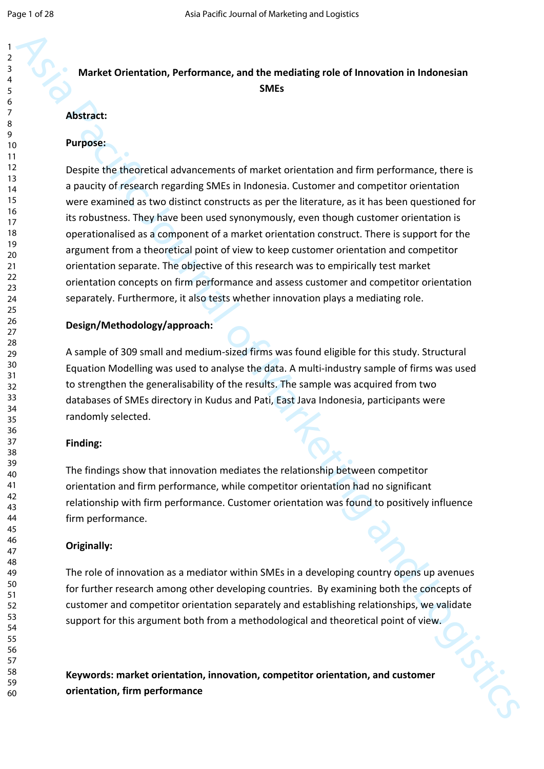**Market Orientation, Performance, and the mediating role of Innovation in Indonesian SMEs**

**Abstract:**

**Purpose:**

Despite the theoretical advancements of market orientation and firm performance, there is a paucity of research regarding SMEs in Indonesia. Customer and competitor orientation were examined as two distinct constructs as per the literature, as it has been questioned for its robustness. They have been used synonymously, even though customer orientation is operationalised as a component of a market orientation construct. There is support for the argument from a theoretical point of view to keep customer orientation and competitor orientation separate. The objective of this research was to empirically test market orientation concepts on firm performance and assess customer and competitor orientation separately. Furthermore, it also tests whether innovation plays a mediating role.

**Design/Methodology/approach:**

A sample of 309 small and medium-sized firms was found eligible for this study. Structural Equation Modelling was used to analyse the data. A multi-industry sample of firms was used to strengthen the generalisability of the results. The sample was acquired from two databases of SMEs directory in Kudus and Pati, East Java Indonesia, participants were randomly selected.

**Finding:**

The findings show that innovation mediates the relationship between competitor orientation and firm performance, while competitor orientation had no significant relationship with firm performance. Customer orientation was found to positively influence firm performance.

**Originally:**

The role of innovation as a mediator within SMEs in a developing country opens up avenues for further research among other developing countries. By examining both the concepts of customer and competitor orientation separately and establishing relationships, we validate support for this argument both from a methodological and theoretical point of view.

**Keywords: market orientation, innovation, competitor orientation, and customer orientation, firm performance**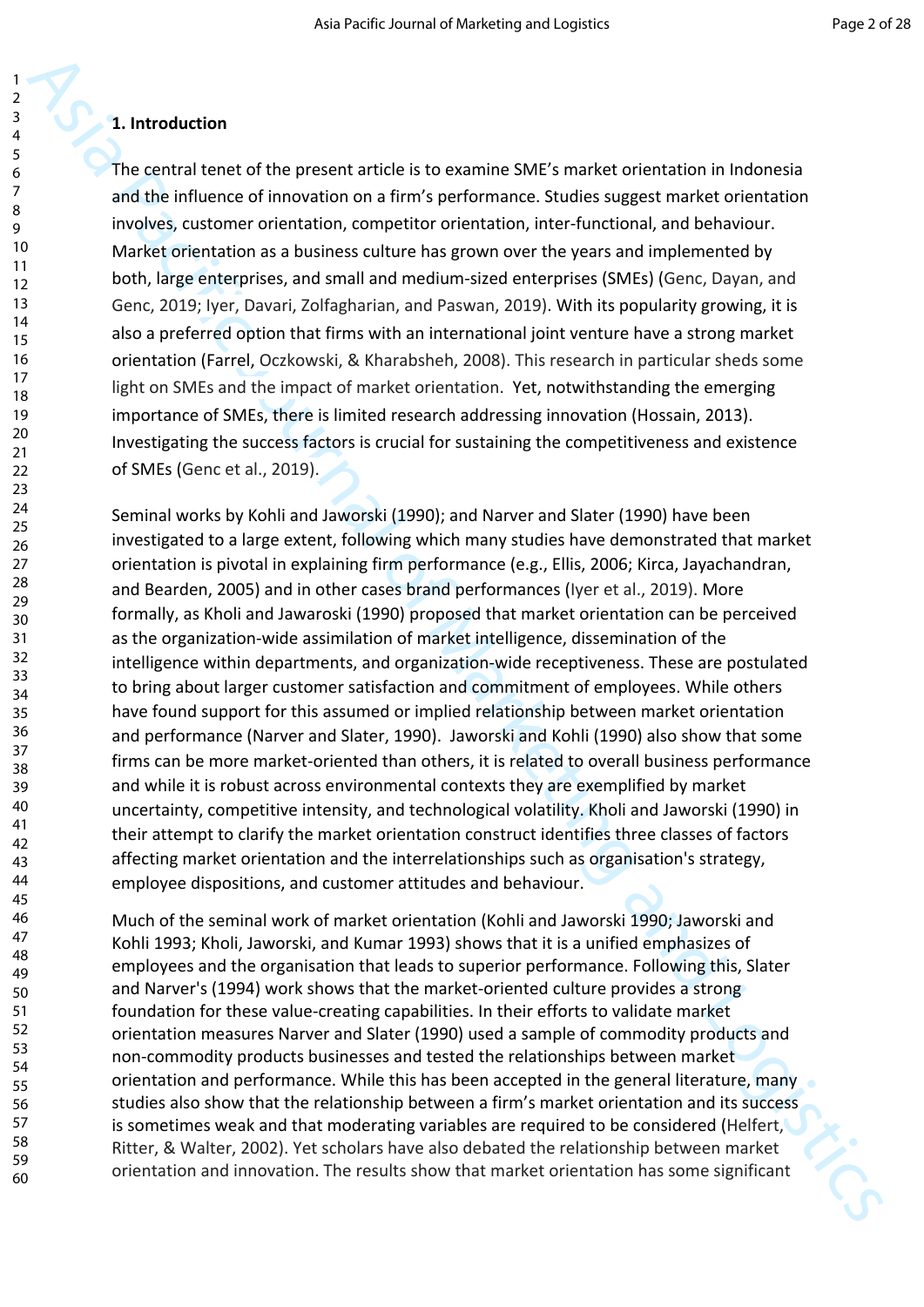## 1. Introduction

The central tenet of the present article is to examine SME's market orientation in Indonesia and the influence of innovation on a firm's performance. Studies suggest market orientation involves, customer orientation, competitor orientation, inter-functional, and behaviour. Market orientation as a business culture has grown over the years and implemented by both, large enterprises, and small and medium-sized enterprises (SMEs) (Genc, Dayan, and Genc, 2019; Iyer, Davari, Zolfagharian, and Paswan, 2019). With its popularity growing, it is also a preferred option that firms with an international joint venture have a strong market orientation (Farrel, Oczkowski, & Kharabsheh, 2008). This research in particular sheds some light on SMEs and the impact of market orientation. Yet, notwithstanding the emerging importance of SMEs, there is limited research addressing innovation (Hossain, 2013). Investigating the success factors is crucial for sustaining the competitiveness and existence of SMEs (Genc et al., 2019).

Seminal works by Kohli and Jaworski (1990); and Narver and Slater (1990) have been investigated to a large extent, following which many studies have demonstrated that market orientation is pivotal in explaining firm performance (e.g., Ellis, 2006; Kirca, Jayachandran, and Bearden, 2005) and in other cases brand performances (Iyer et al., 2019). More formally, as Kholi and Jawaroski (1990) proposed that market orientation can be perceived as the organization-wide assimilation of market intelligence, dissemination of the intelligence within departments, and organization-wide receptiveness. These are postulated to bring about larger customer satisfaction and commitment of employees. While others have found support for this assumed or implied relationship between market orientation and performance (Narver and Slater, 1990). Jaworski and Kohli (1990) also show that some firms can be more market-oriented than others, it is related to overall business performance and while it is robust across environmental contexts they are exemplified by market uncertainty, competitive intensity, and technological volatility. Kholi and Jaworski (1990) in their attempt to clarify the market orientation construct identifies three classes of factors affecting market orientation and the interrelationships such as organisation's strategy, employee dispositions, and customer attitudes and behaviour.

Much of the seminal work of market orientation (Kohli and Jaworski 1990; Jaworski and Kohli 1993; Kholi, Jaworski, and Kumar 1993) shows that it is a unified emphasizes of employees and the organisation that leads to superior performance. Following this, Slater and Narver's (1994) work shows that the market-oriented culture provides a strong foundation for these value-creating capabilities. In their efforts to validate market orientation measures Narver and Slater (1990) used a sample of commodity products and non-commodity products businesses and tested the relationships between market orientation and performance. While this has been accepted in the general literature, many studies also show that the relationship between a firm's market orientation and its success is sometimes weak and that moderating variables are required to be considered (Helfert, Ritter, & Walter, 2002). Yet scholars have also debated the relationship between market orientation and innovation. The results show that market orientation has some significant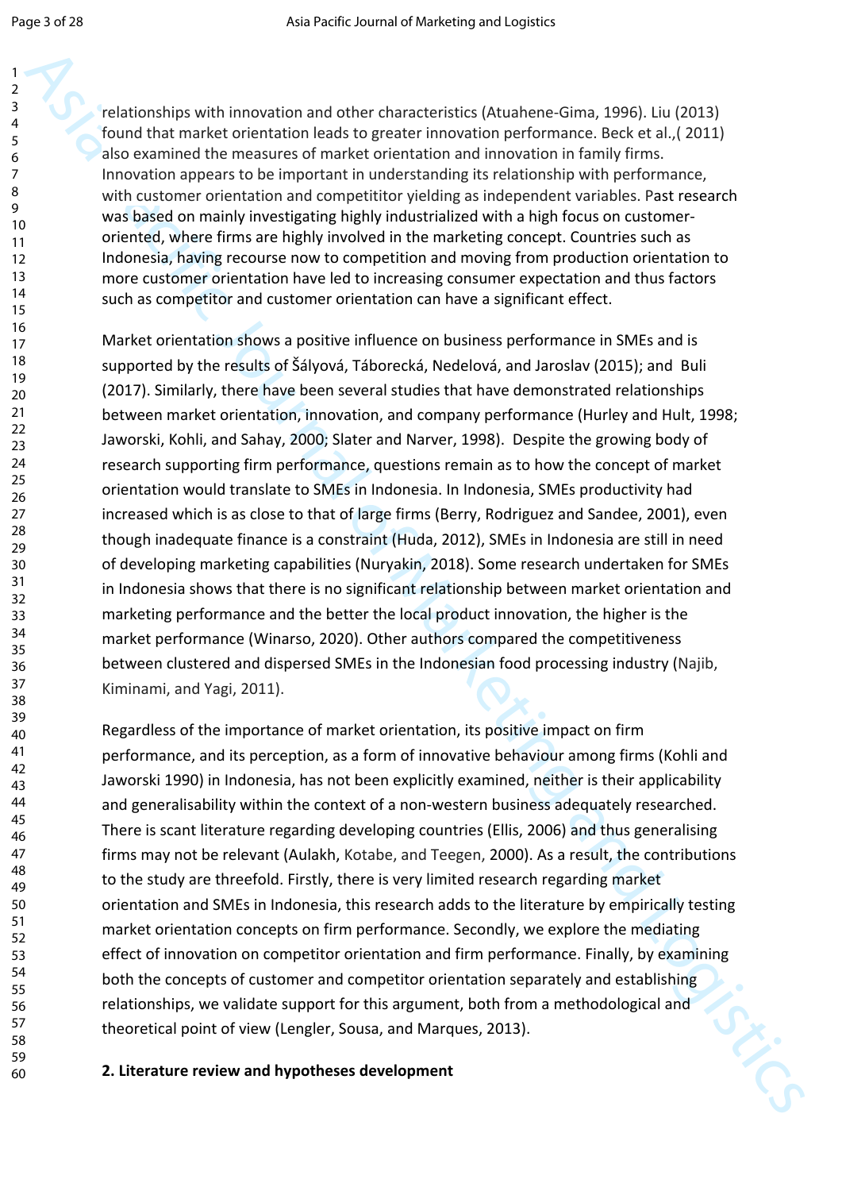relationships with innovation and other characteristics (Atuahene-Gima, 1996). Liu (2013) found that market orientation leads to greater innovation performance. Beck et al.,( 2011) also examined the measures of market orientation and innovation in family firms. Innovation appears to be important in understanding its relationship with performance, with customer orientation and competititor yielding as independent variables. Past research was based on mainly investigating highly industrialized with a high focus on customer-oriented, where firms are highly involved in the marketing concept. Countries such as Indonesia, having recourse now to competition and moving from production orientation to more customer orientation have led to increasing consumer expectation and thus factors such as competitor and customer orientation can have a significant effect.

Market orientation shows a positive influence on business performance in SMEs and is supported by the results of Šályová, Táborecká, Nedelová, and Jaroslav (2015); and Buli (2017). Similarly, there have been several studies that have demonstrated relationships between market orientation, innovation, and company performance (Hurley and Hult, 1998; Jaworski, Kohli, and Sahay, 2000; Slater and Narver, 1998). Despite the growing body of research supporting firm performance, questions remain as to how the concept of market orientation would translate to SMEs in Indonesia. In Indonesia, SMEs productivity had increased which is as close to that of large firms (Berry, Rodriguez and Sandee, 2001), even though inadequate finance is a constraint (Huda, 2012), SMEs in Indonesia are still in need of developing marketing capabilities (Nuryakin, 2018). Some research undertaken for SMEs in Indonesia shows that there is no significant relationship between market orientation and marketing performance and the better the local product innovation, the higher is the market performance (Winarso, 2020). Other authors compared the competitiveness between clustered and dispersed SMEs in the Indonesian food processing industry (Najib, Kiminami, and Yagi, 2011).

Regardless of the importance of market orientation, its positive impact on firm performance, and its perception, as a form of innovative behaviour among firms (Kohli and Jaworski 1990) in Indonesia, has not been explicitly examined, neither is their applicability and generalisability within the context of a non-western business adequately researched. There is scant literature regarding developing countries (Ellis, 2006) and thus generalising firms may not be relevant (Aulakh, Kotabe, and Teegen, 2000). As a result, the contributions to the study are threefold. Firstly, there is very limited research regarding market orientation and SMEs in Indonesia, this research adds to the literature by empirically testing market orientation concepts on firm performance. Secondly, we explore the mediating effect of innovation on competitor orientation and firm performance. Finally, by examining both the concepts of customer and competitor orientation separately and establishing relationships, we validate support for this argument, both from a methodological and theoretical point of view (Lengler, Sousa, and Marques, 2013).

## 2. Literature review and hypotheses development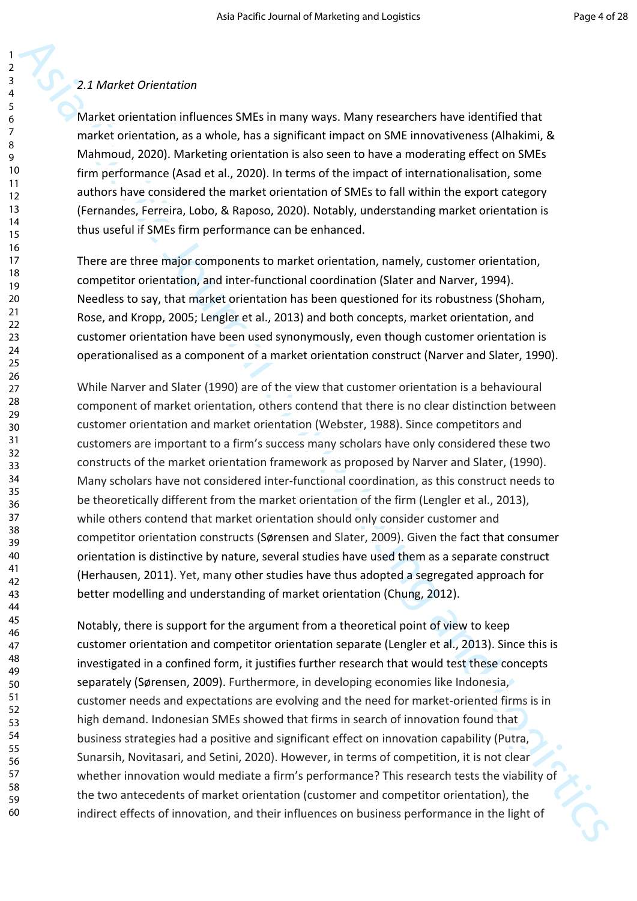*2.1 Market Orientation*

Market orientation influences SMEs in many ways. Many researchers have identified that market orientation, as a whole, has a significant impact on SME innovativeness (Alhakimi, & Mahmoud, 2020). Marketing orientation is also seen to have a moderating effect on SMEs firm performance (Asad et al., 2020). In terms of the impact of internationalisation, some authors have considered the market orientation of SMEs to fall within the export category (Fernandes, Ferreira, Lobo, & Raposo, 2020). Notably, understanding market orientation is thus useful if SMEs firm performance can be enhanced.

There are three major components to market orientation, namely, customer orientation, competitor orientation, and inter-functional coordination (Slater and Narver, 1994). Needless to say, that market orientation has been questioned for its robustness (Shoham, Rose, and Kropp, 2005; Lengler et al., 2013) and both concepts, market orientation, and customer orientation have been used synonymously, even though customer orientation is operationalised as a component of a market orientation construct (Narver and Slater, 1990).

While Narver and Slater (1990) are of the view that customer orientation is a behavioural component of market orientation, others contend that there is no clear distinction between customer orientation and market orientation (Webster, 1988). Since competitors and customers are important to a firm's success many scholars have only considered these two constructs of the market orientation framework as proposed by Narver and Slater, (1990). Many scholars have not considered inter-functional coordination, as this construct needs to be theoretically different from the market orientation of the firm (Lengler et al., 2013), while others contend that market orientation should only consider customer and competitor orientation constructs (Sørensen and Slater, 2009). Given the fact that consumer orientation is distinctive by nature, several studies have used them as a separate construct (Herhausen, 2011). Yet, many other studies have thus adopted a segregated approach for better modelling and understanding of market orientation (Chung, 2012).

Notably, there is support for the argument from a theoretical point of view to keep customer orientation and competitor orientation separate (Lengler et al., 2013). Since this is investigated in a confined form, it justifies further research that would test these concepts separately (Sørensen, 2009). Furthermore, in developing economies like Indonesia, customer needs and expectations are evolving and the need for market-oriented firms is in high demand. Indonesian SMEs showed that firms in search of innovation found that business strategies had a positive and significant effect on innovation capability (Putra, Sunarsih, Novitasari, and Setini, 2020). However, in terms of competition, it is not clear whether innovation would mediate a firm's performance? This research tests the viability of the two antecedents of market orientation (customer and competitor orientation), the indirect effects of innovation, and their influences on business performance in the light of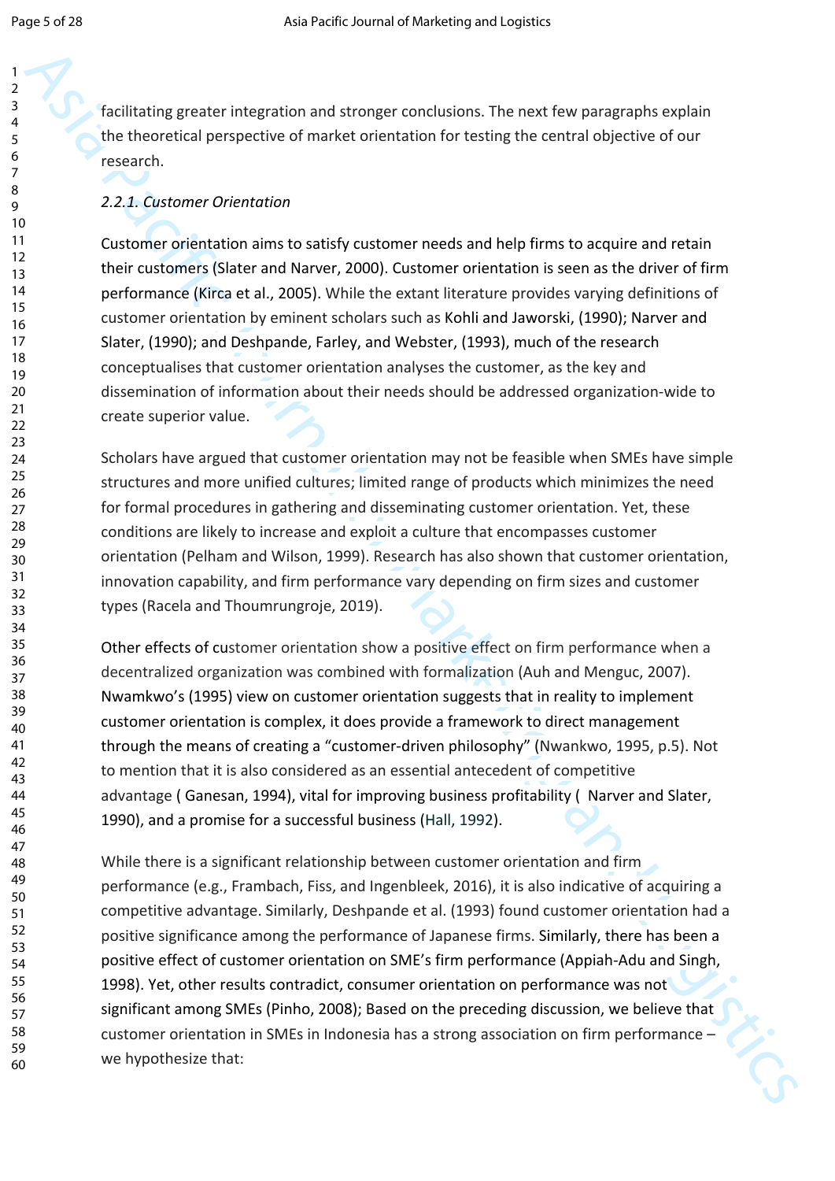facilitating greater integration and stronger conclusions. The next few paragraphs explain the theoretical perspective of market orientation for testing the central objective of our research.

### *2.2.1. Customer Orientation*

Customer orientation aims to satisfy customer needs and help firms to acquire and retain their customers (Slater and Narver, 2000). Customer orientation is seen as the driver of firm performance (Kirca et al., 2005). While the extant literature provides varying definitions of customer orientation by eminent scholars such as Kohli and Jaworski, (1990); Narver and Slater, (1990); and Deshpande, Farley, and Webster, (1993), much of the research conceptualises that customer orientation analyses the customer, as the key and dissemination of information about their needs should be addressed organization-wide to create superior value.

Scholars have argued that customer orientation may not be feasible when SMEs have simple structures and more unified cultures; limited range of products which minimizes the need for formal procedures in gathering and disseminating customer orientation. Yet, these conditions are likely to increase and exploit a culture that encompasses customer orientation (Pelham and Wilson, 1999). Research has also shown that customer orientation, innovation capability, and firm performance vary depending on firm sizes and customer types (Racela and Thoumrungroje, 2019).

Other effects of customer orientation show a positive effect on firm performance when a decentralized organization was combined with formalization (Auh and Menguc, 2007). Nwamkwo's (1995) view on customer orientation suggests that in reality to implement customer orientation is complex, it does provide a framework to direct management through the means of creating a "customer-driven philosophy" (Nwankwo, 1995, p.5). Not to mention that it is also considered as an essential antecedent of competitive advantage ( Ganesan, 1994), vital for improving business profitability (  Narver and Slater, 1990), and a promise for a successful business (Hall, 1992).

While there is a significant relationship between customer orientation and firm performance (e.g., Frambach, Fiss, and Ingenbleek, 2016), it is also indicative of acquiring a competitive advantage. Similarly, Deshpande et al. (1993) found customer orientation had a positive significance among the performance of Japanese firms. Similarly, there has been a positive effect of customer orientation on SME's firm performance (Appiah-Adu and Singh, 1998). Yet, other results contradict, consumer orientation on performance was not significant among SMEs (Pinho, 2008); Based on the preceding discussion, we believe that customer orientation in SMEs in Indonesia has a strong association on firm performance – we hypothesize that: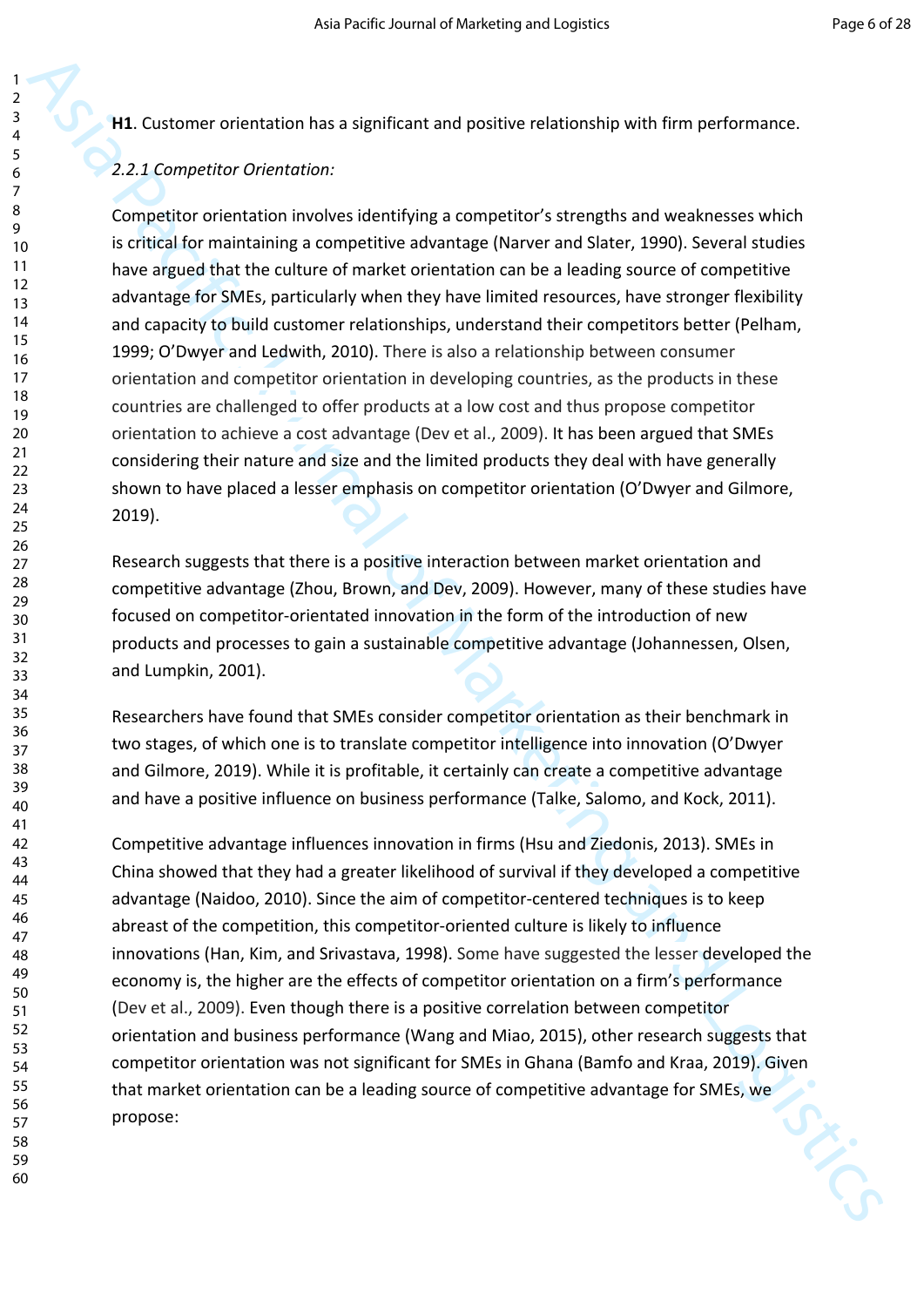**H1**. Customer orientation has a significant and positive relationship with firm performance.

*2.2.1 Competitor Orientation:*

Competitor orientation involves identifying a competitor's strengths and weaknesses which is critical for maintaining a competitive advantage (Narver and Slater, 1990). Several studies have argued that the culture of market orientation can be a leading source of competitive advantage for SMEs, particularly when they have limited resources, have stronger flexibility and capacity to build customer relationships, understand their competitors better (Pelham, 1999; O'Dwyer and Ledwith, 2010). There is also a relationship between consumer orientation and competitor orientation in developing countries, as the products in these countries are challenged to offer products at a low cost and thus propose competitor orientation to achieve a cost advantage (Dev et al., 2009). It has been argued that SMEs considering their nature and size and the limited products they deal with have generally shown to have placed a lesser emphasis on competitor orientation (O'Dwyer and Gilmore, 2019).

Research suggests that there is a positive interaction between market orientation and competitive advantage (Zhou, Brown, and Dev, 2009). However, many of these studies have focused on competitor-orientated innovation in the form of the introduction of new products and processes to gain a sustainable competitive advantage (Johannessen, Olsen, and Lumpkin, 2001).

Researchers have found that SMEs consider competitor orientation as their benchmark in two stages, of which one is to translate competitor intelligence into innovation (O'Dwyer and Gilmore, 2019). While it is profitable, it certainly can create a competitive advantage and have a positive influence on business performance (Talke, Salomo, and Kock, 2011).

Competitive advantage influences innovation in firms (Hsu and Ziedonis, 2013). SMEs in China showed that they had a greater likelihood of survival if they developed a competitive advantage (Naidoo, 2010). Since the aim of competitor-centered techniques is to keep abreast of the competition, this competitor-oriented culture is likely to influence innovations (Han, Kim, and Srivastava, 1998). Some have suggested the lesser developed the economy is, the higher are the effects of competitor orientation on a firm's performance (Dev et al., 2009). Even though there is a positive correlation between competitor orientation and business performance (Wang and Miao, 2015), other research suggests that competitor orientation was not significant for SMEs in Ghana (Bamfo and Kraa, 2019). Given that market orientation can be a leading source of competitive advantage for SMEs, we propose: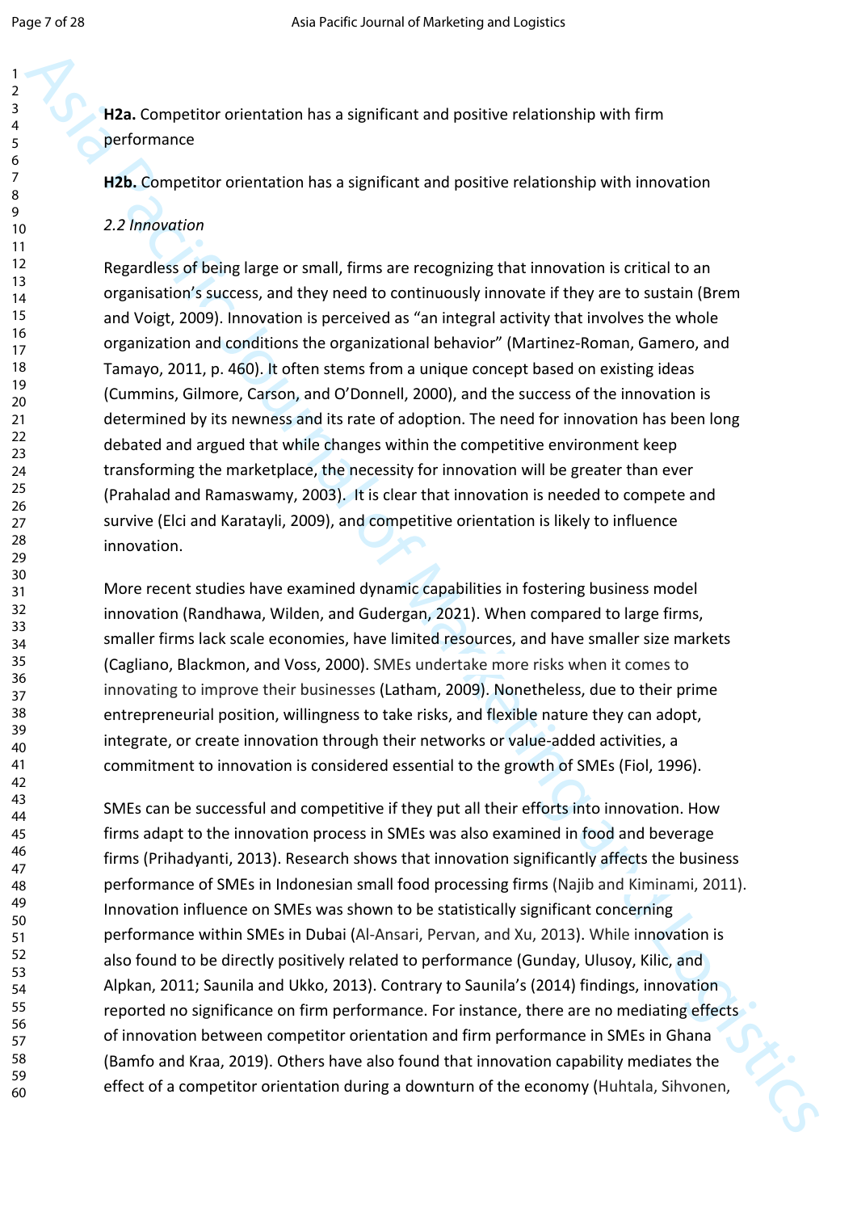**H2a.** Competitor orientation has a significant and positive relationship with firm performance

**H2b.** Competitor orientation has a significant and positive relationship with innovation

*2.2 Innovation*

Regardless of being large or small, firms are recognizing that innovation is critical to an organisation's success, and they need to continuously innovate if they are to sustain (Brem and Voigt, 2009). Innovation is perceived as "an integral activity that involves the whole organization and conditions the organizational behavior" (Martinez-Roman, Gamero, and Tamayo, 2011, p. 460). It often stems from a unique concept based on existing ideas (Cummins, Gilmore, Carson, and O'Donnell, 2000), and the success of the innovation is determined by its newness and its rate of adoption. The need for innovation has been long debated and argued that while changes within the competitive environment keep transforming the marketplace, the necessity for innovation will be greater than ever (Prahalad and Ramaswamy, 2003). It is clear that innovation is needed to compete and survive (Elci and Karatayli, 2009), and competitive orientation is likely to influence innovation.

More recent studies have examined dynamic capabilities in fostering business model innovation (Randhawa, Wilden, and Gudergan, 2021). When compared to large firms, smaller firms lack scale economies, have limited resources, and have smaller size markets (Cagliano, Blackmon, and Voss, 2000). SMEs undertake more risks when it comes to innovating to improve their businesses (Latham, 2009). Nonetheless, due to their prime entrepreneurial position, willingness to take risks, and flexible nature they can adopt, integrate, or create innovation through their networks or value-added activities, a commitment to innovation is considered essential to the growth of SMEs (Fiol, 1996).

SMEs can be successful and competitive if they put all their efforts into innovation. How firms adapt to the innovation process in SMEs was also examined in food and beverage firms (Prihadyanti, 2013). Research shows that innovation significantly affects the business performance of SMEs in Indonesian small food processing firms (Najib and Kiminami, 2011). Innovation influence on SMEs was shown to be statistically significant concerning performance within SMEs in Dubai (Al-Ansari, Pervan, and Xu, 2013). While innovation is also found to be directly positively related to performance (Gunday, Ulusoy, Kilic, and Alpkan, 2011; Saunila and Ukko, 2013). Contrary to Saunila's (2014) findings, innovation reported no significance on firm performance. For instance, there are no mediating effects of innovation between competitor orientation and firm performance in SMEs in Ghana (Bamfo and Kraa, 2019). Others have also found that innovation capability mediates the effect of a competitor orientation during a downturn of the economy (Huhtala, Sihvonen,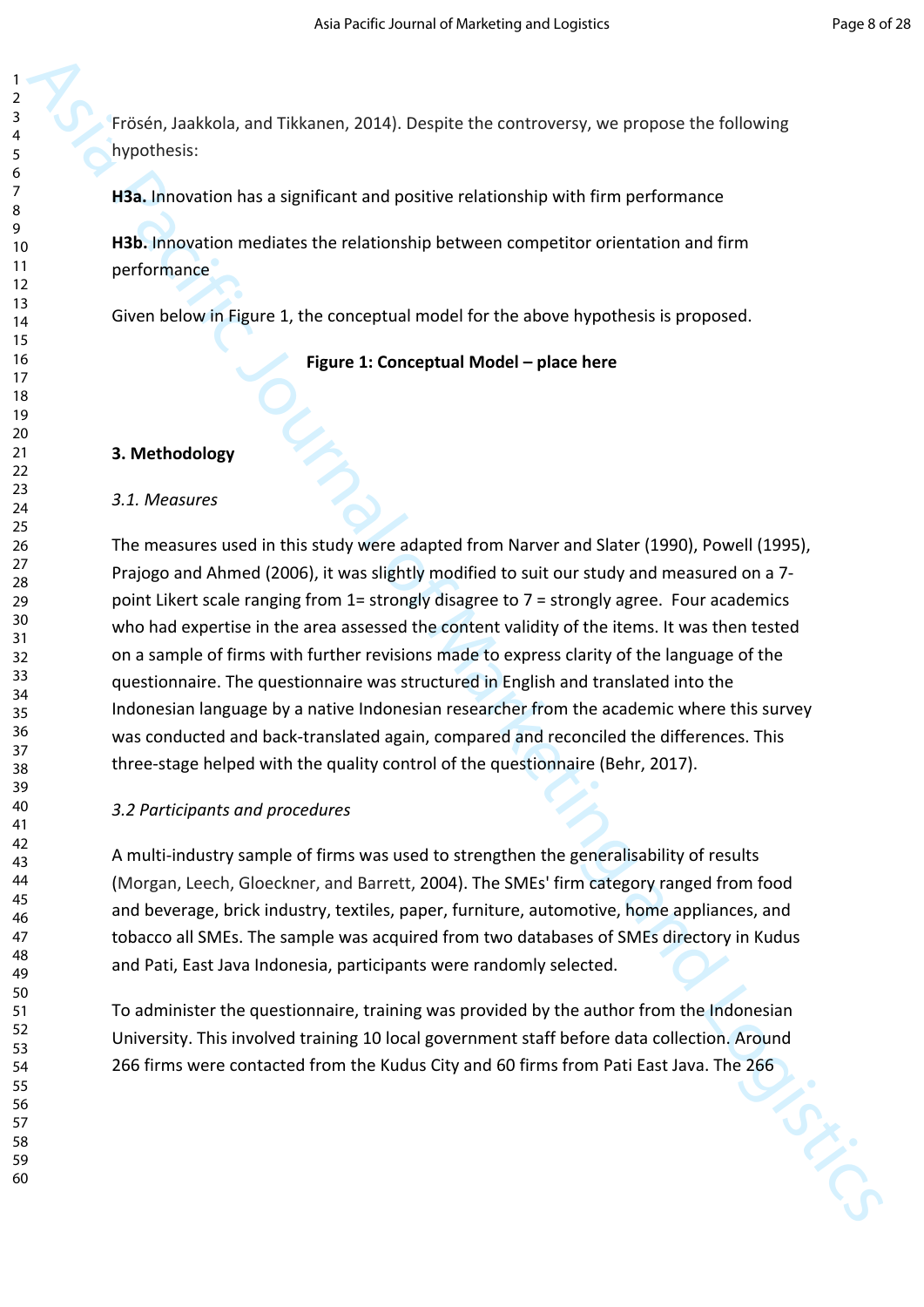Frösén, Jaakkola, and Tikkanen, 2014). Despite the controversy, we propose the following hypothesis:

**H3a.** Innovation has a significant and positive relationship with firm performance

**H3b.** Innovation mediates the relationship between competitor orientation and firm performance

Given below in Figure 1, the conceptual model for the above hypothesis is proposed.

**Figure 1: Conceptual Model – place here**

## 3. Methodology

### *3.1. Measures*

The measures used in this study were adapted from Narver and Slater (1990), Powell (1995), Prajogo and Ahmed (2006), it was slightly modified to suit our study and measured on a 7-point Likert scale ranging from 1= strongly disagree to 7 = strongly agree. Four academics who had expertise in the area assessed the content validity of the items. It was then tested on a sample of firms with further revisions made to express clarity of the language of the questionnaire. The questionnaire was structured in English and translated into the Indonesian language by a native Indonesian researcher from the academic where this survey was conducted and back-translated again, compared and reconciled the differences. This three-stage helped with the quality control of the questionnaire (Behr, 2017).

### *3.2 Participants and procedures*

A multi-industry sample of firms was used to strengthen the generalisability of results (Morgan, Leech, Gloeckner, and Barrett, 2004). The SMEs' firm category ranged from food and beverage, brick industry, textiles, paper, furniture, automotive, home appliances, and tobacco all SMEs. The sample was acquired from two databases of SMEs directory in Kudus and Pati, East Java Indonesia, participants were randomly selected.

To administer the questionnaire, training was provided by the author from the Indonesian University. This involved training 10 local government staff before data collection. Around 266 firms were contacted from the Kudus City and 60 firms from Pati East Java. The 266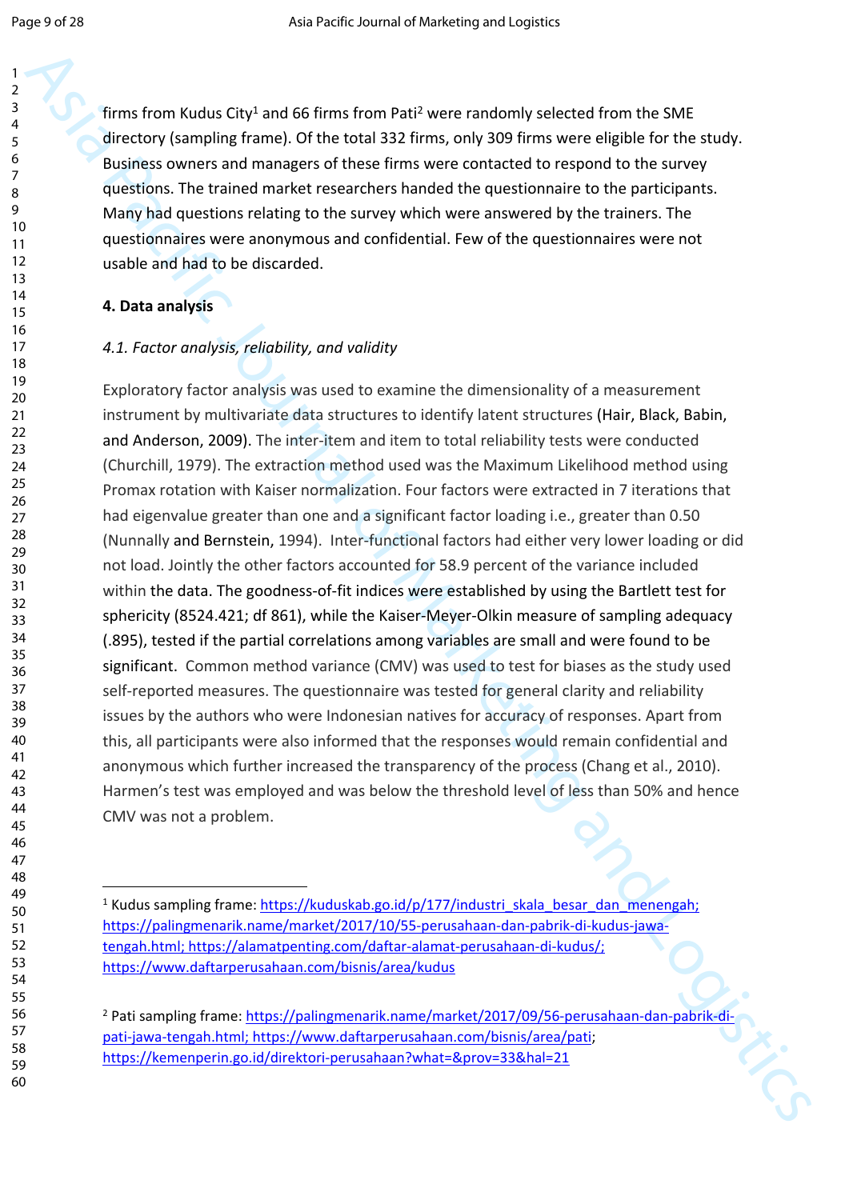firms from Kudus City[1] and 66 firms from Pati[2] were randomly selected from the SME directory (sampling frame). Of the total 332 firms, only 309 firms were eligible for the study. Business owners and managers of these firms were contacted to respond to the survey questions. The trained market researchers handed the questionnaire to the participants. Many had questions relating to the survey which were answered by the trainers. The questionnaires were anonymous and confidential. Few of the questionnaires were not usable and had to be discarded.

## 4. Data analysis

### *4.1. Factor analysis, reliability, and validity*

Exploratory factor analysis was used to examine the dimensionality of a measurement instrument by multivariate data structures to identify latent structures (Hair, Black, Babin, and Anderson, 2009). The inter-item and item to total reliability tests were conducted (Churchill, 1979). The extraction method used was the Maximum Likelihood method using Promax rotation with Kaiser normalization. Four factors were extracted in 7 iterations that had eigenvalue greater than one and a significant factor loading i.e., greater than 0.50 (Nunnally and Bernstein, 1994). Inter-functional factors had either very lower loading or did not load. Jointly the other factors accounted for 58.9 percent of the variance included within the data. The goodness-of-fit indices were established by using the Bartlett test for sphericity (8524.421; df 861), while the Kaiser-Meyer-Olkin measure of sampling adequacy (.895), tested if the partial correlations among variables are small and were found to be significant. Common method variance (CMV) was used to test for biases as the study used self-reported measures. The questionnaire was tested for general clarity and reliability issues by the authors who were Indonesian natives for accuracy of responses. Apart from this, all participants were also informed that the responses would remain confidential and anonymous which further increased the transparency of the process (Chang et al., 2010). Harmen's test was employed and was below the threshold level of less than 50% and hence CMV was not a problem.

---

[1] Kudus sampling frame: https://kuduskab.go.id/p/177/industri_skala_besar_dan_menengah; https://palingmenarik.name/market/2017/10/55-perusahaan-dan-pabrik-di-kudus-jawa-tengah.html; https://alamatpenting.com/daftar-alamat-perusahaan-di-kudus/; https://www.daftarperusahaan.com/bisnis/area/kudus

[2] Pati sampling frame: https://palingmenarik.name/market/2017/09/56-perusahaan-dan-pabrik-di-pati-jawa-tengah.html; https://www.daftarperusahaan.com/bisnis/area/pati; https://kemenperin.go.id/direktori-perusahaan?what=&prov=33&hal=21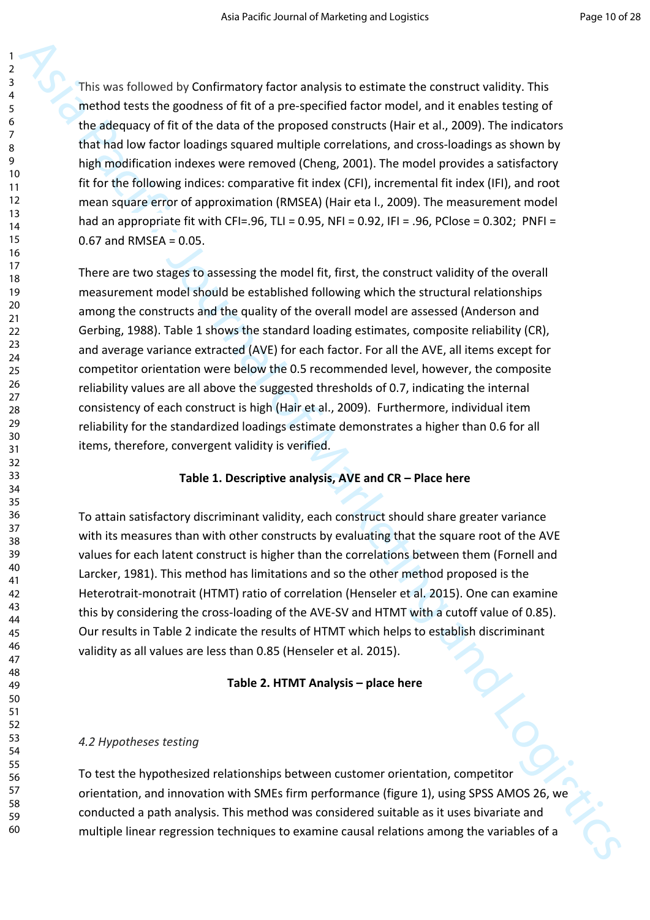This was followed by Confirmatory factor analysis to estimate the construct validity. This method tests the goodness of fit of a pre-specified factor model, and it enables testing of the adequacy of fit of the data of the proposed constructs (Hair et al., 2009). The indicators that had low factor loadings squared multiple correlations, and cross-loadings as shown by high modification indexes were removed (Cheng, 2001). The model provides a satisfactory fit for the following indices: comparative fit index (CFI), incremental fit index (IFI), and root mean square error of approximation (RMSEA) (Hair eta l., 2009). The measurement model had an appropriate fit with CFI=.96, TLI = 0.95, NFI = 0.92, IFI = .96, PClose = 0.302; PNFI = 0.67 and RMSEA = 0.05.

There are two stages to assessing the model fit, first, the construct validity of the overall measurement model should be established following which the structural relationships among the constructs and the quality of the overall model are assessed (Anderson and Gerbing, 1988). Table 1 shows the standard loading estimates, composite reliability (CR), and average variance extracted (AVE) for each factor. For all the AVE, all items except for competitor orientation were below the 0.5 recommended level, however, the composite reliability values are all above the suggested thresholds of 0.7, indicating the internal consistency of each construct is high (Hair et al., 2009). Furthermore, individual item reliability for the standardized loadings estimate demonstrates a higher than 0.6 for all items, therefore, convergent validity is verified.

**Table 1. Descriptive analysis, AVE and CR – Place here**

To attain satisfactory discriminant validity, each construct should share greater variance with its measures than with other constructs by evaluating that the square root of the AVE values for each latent construct is higher than the correlations between them (Fornell and Larcker, 1981). This method has limitations and so the other method proposed is the Heterotrait-monotrait (HTMT) ratio of correlation (Henseler et al. 2015). One can examine this by considering the cross-loading of the AVE-SV and HTMT with a cutoff value of 0.85). Our results in Table 2 indicate the results of HTMT which helps to establish discriminant validity as all values are less than 0.85 (Henseler et al. 2015).

**Table 2. HTMT Analysis – place here**

*4.2 Hypotheses testing*

To test the hypothesized relationships between customer orientation, competitor orientation, and innovation with SMEs firm performance (figure 1), using SPSS AMOS 26, we conducted a path analysis. This method was considered suitable as it uses bivariate and multiple linear regression techniques to examine causal relations among the variables of a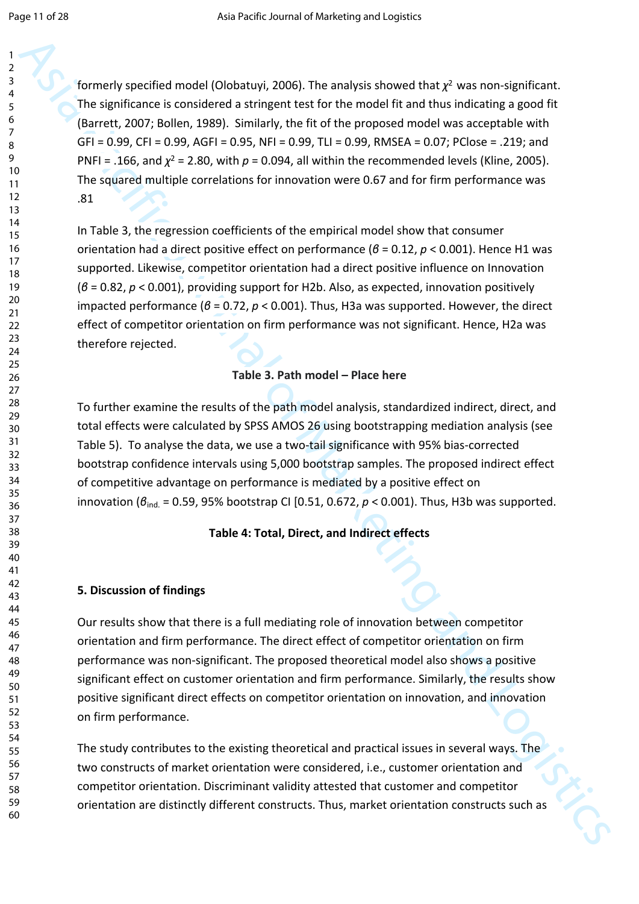formerly specified model (Olobatuyi, 2006). The analysis showed that $\chi^2$ was non-significant. The significance is considered a stringent test for the model fit and thus indicating a good fit (Barrett, 2007; Bollen, 1989). Similarly, the fit of the proposed model was acceptable with GFI = 0.99, CFI = 0.99, AGFI = 0.95, NFI = 0.99, TLI = 0.99, RMSEA = 0.07; PClose = .219; and PNFI = .166, and $\chi^2$ = 2.80, with $p$ = 0.094, all within the recommended levels (Kline, 2005). The squared multiple correlations for innovation were 0.67 and for firm performance was .81

In Table 3, the regression coefficients of the empirical model show that consumer orientation had a direct positive effect on performance ($\beta = 0.12$, $p < 0.001$). Hence H1 was supported. Likewise, competitor orientation had a direct positive influence on Innovation ($\beta = 0.82$, $p < 0.001$), providing support for H2b. Also, as expected, innovation positively impacted performance ($\beta = 0.72$, $p < 0.001$). Thus, H3a was supported. However, the direct effect of competitor orientation on firm performance was not significant. Hence, H2a was therefore rejected.

**Table 3. Path model – Place here**

To further examine the results of the path model analysis, standardized indirect, direct, and total effects were calculated by SPSS AMOS 26 using bootstrapping mediation analysis (see Table 5). To analyse the data, we use a two-tail significance with 95% bias-corrected bootstrap confidence intervals using 5,000 bootstrap samples. The proposed indirect effect of competitive advantage on performance is mediated by a positive effect on innovation ($\beta_{ind.} = 0.59$, 95% bootstrap CI [0.51, 0.672, $p < 0.001$). Thus, H3b was supported.

**Table 4: Total, Direct, and Indirect effects**

## 5. Discussion of findings

Our results show that there is a full mediating role of innovation between competitor orientation and firm performance. The direct effect of competitor orientation on firm performance was non-significant. The proposed theoretical model also shows a positive significant effect on customer orientation and firm performance. Similarly, the results show positive significant direct effects on competitor orientation on innovation, and innovation on firm performance.

The study contributes to the existing theoretical and practical issues in several ways. The two constructs of market orientation were considered, i.e., customer orientation and competitor orientation. Discriminant validity attested that customer and competitor orientation are distinctly different constructs. Thus, market orientation constructs such as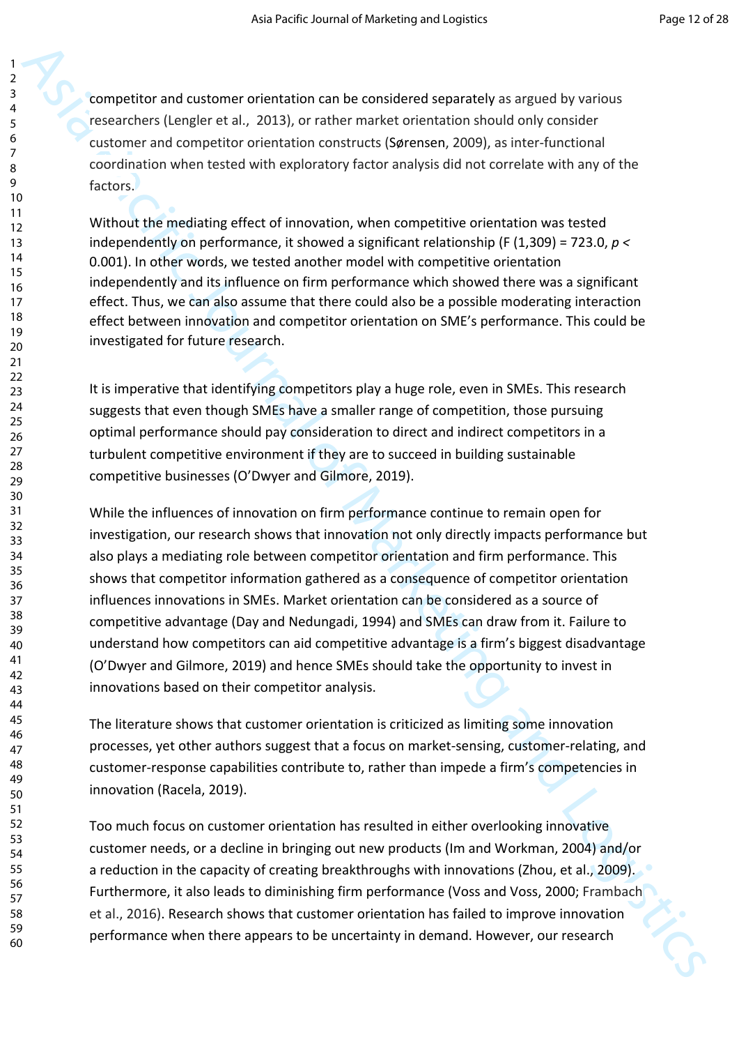competitor and customer orientation can be considered separately as argued by various researchers (Lengler et al., 2013), or rather market orientation should only consider customer and competitor orientation constructs (Sørensen, 2009), as inter-functional coordination when tested with exploratory factor analysis did not correlate with any of the factors.

Without the mediating effect of innovation, when competitive orientation was tested independently on performance, it showed a significant relationship ($F(1,309) = 723.0$, $p < 0.001$). In other words, we tested another model with competitive orientation independently and its influence on firm performance which showed there was a significant effect. Thus, we can also assume that there could also be a possible moderating interaction effect between innovation and competitor orientation on SME's performance. This could be investigated for future research.

It is imperative that identifying competitors play a huge role, even in SMEs. This research suggests that even though SMEs have a smaller range of competition, those pursuing optimal performance should pay consideration to direct and indirect competitors in a turbulent competitive environment if they are to succeed in building sustainable competitive businesses (O'Dwyer and Gilmore, 2019).

While the influences of innovation on firm performance continue to remain open for investigation, our research shows that innovation not only directly impacts performance but also plays a mediating role between competitor orientation and firm performance. This shows that competitor information gathered as a consequence of competitor orientation influences innovations in SMEs. Market orientation can be considered as a source of competitive advantage (Day and Nedungadi, 1994) and SMEs can draw from it. Failure to understand how competitors can aid competitive advantage is a firm's biggest disadvantage (O'Dwyer and Gilmore, 2019) and hence SMEs should take the opportunity to invest in innovations based on their competitor analysis.

The literature shows that customer orientation is criticized as limiting some innovation processes, yet other authors suggest that a focus on market-sensing, customer-relating, and customer-response capabilities contribute to, rather than impede a firm's competencies in innovation (Racela, 2019).

Too much focus on customer orientation has resulted in either overlooking innovative customer needs, or a decline in bringing out new products (Im and Workman, 2004) and/or a reduction in the capacity of creating breakthroughs with innovations (Zhou, et al., 2009). Furthermore, it also leads to diminishing firm performance (Voss and Voss, 2000; Frambach et al., 2016). Research shows that customer orientation has failed to improve innovation performance when there appears to be uncertainty in demand. However, our research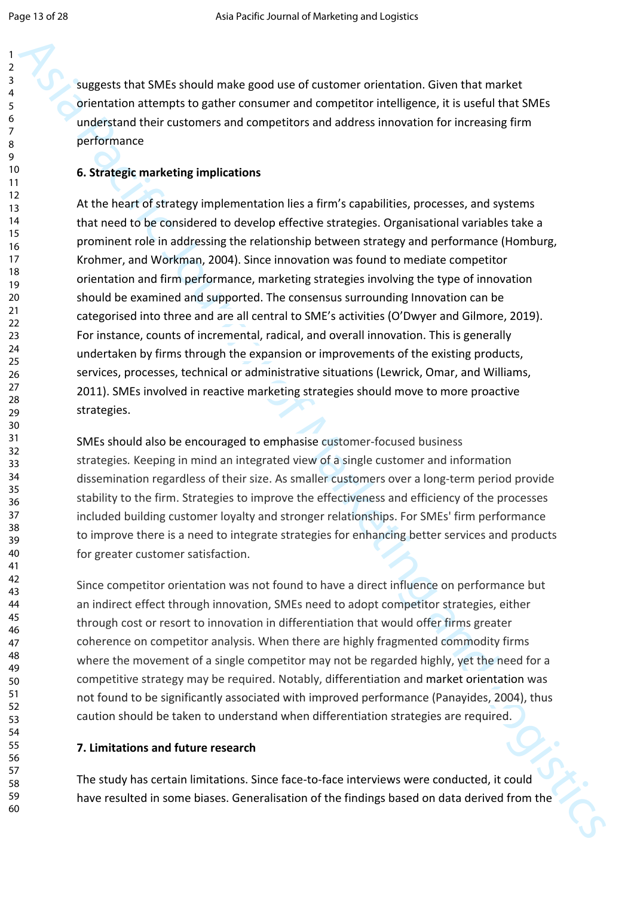suggests that SMEs should make good use of customer orientation. Given that market orientation attempts to gather consumer and competitor intelligence, it is useful that SMEs understand their customers and competitors and address innovation for increasing firm performance

**6. Strategic marketing implications**

At the heart of strategy implementation lies a firm's capabilities, processes, and systems that need to be considered to develop effective strategies. Organisational variables take a prominent role in addressing the relationship between strategy and performance (Homburg, Krohmer, and Workman, 2004). Since innovation was found to mediate competitor orientation and firm performance, marketing strategies involving the type of innovation should be examined and supported. The consensus surrounding Innovation can be categorised into three and are all central to SME's activities (O'Dwyer and Gilmore, 2019). For instance, counts of incremental, radical, and overall innovation. This is generally undertaken by firms through the expansion or improvements of the existing products, services, processes, technical or administrative situations (Lewrick, Omar, and Williams, 2011). SMEs involved in reactive marketing strategies should move to more proactive strategies.

SMEs should also be encouraged to emphasise customer-focused business strategies. Keeping in mind an integrated view of a single customer and information dissemination regardless of their size. As smaller customers over a long-term period provide stability to the firm. Strategies to improve the effectiveness and efficiency of the processes included building customer loyalty and stronger relationships. For SMEs' firm performance to improve there is a need to integrate strategies for enhancing better services and products for greater customer satisfaction.

Since competitor orientation was not found to have a direct influence on performance but an indirect effect through innovation, SMEs need to adopt competitor strategies, either through cost or resort to innovation in differentiation that would offer firms greater coherence on competitor analysis. When there are highly fragmented commodity firms where the movement of a single competitor may not be regarded highly, yet the need for a competitive strategy may be required. Notably, differentiation and market orientation was not found to be significantly associated with improved performance (Panayides, 2004), thus caution should be taken to understand when differentiation strategies are required.

**7. Limitations and future research**

The study has certain limitations. Since face-to-face interviews were conducted, it could have resulted in some biases. Generalisation of the findings based on data derived from the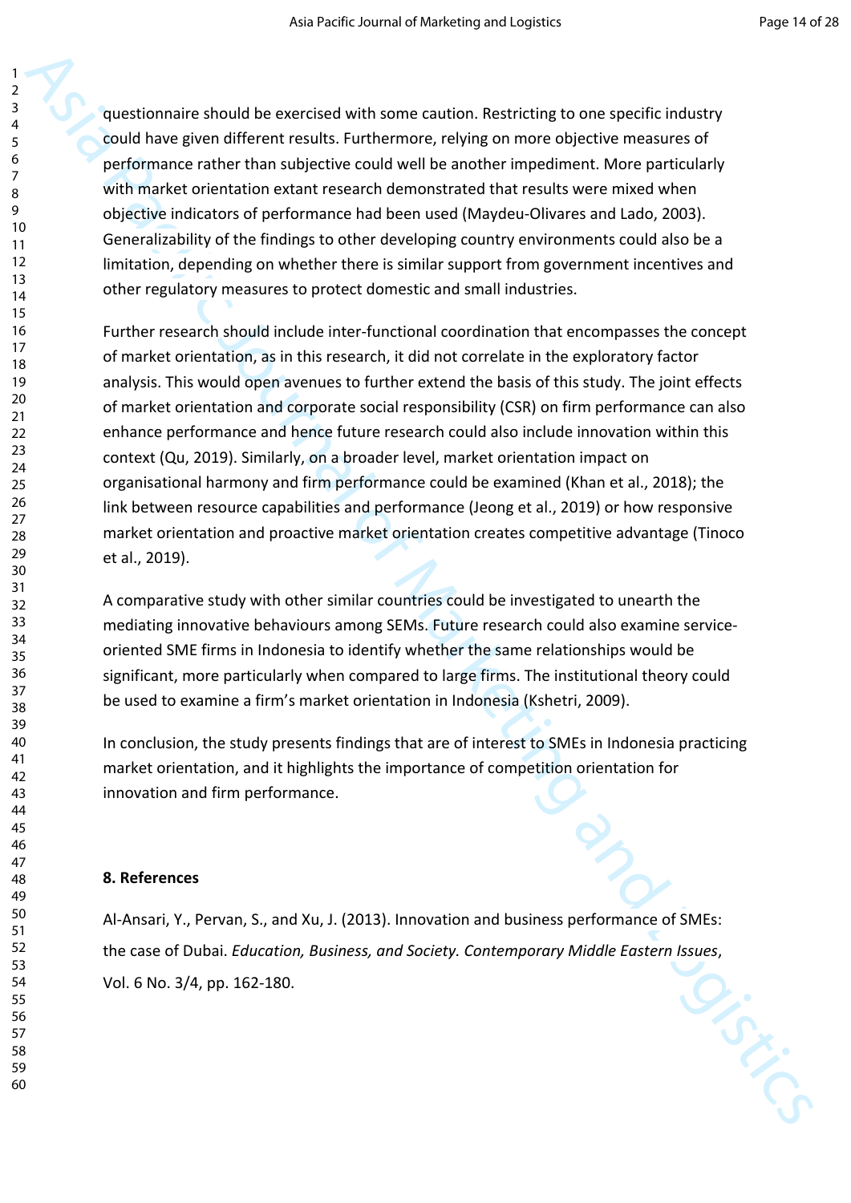questionnaire should be exercised with some caution. Restricting to one specific industry could have given different results. Furthermore, relying on more objective measures of performance rather than subjective could well be another impediment. More particularly with market orientation extant research demonstrated that results were mixed when objective indicators of performance had been used (Maydeu-Olivares and Lado, 2003). Generalizability of the findings to other developing country environments could also be a limitation, depending on whether there is similar support from government incentives and other regulatory measures to protect domestic and small industries.

Further research should include inter-functional coordination that encompasses the concept of market orientation, as in this research, it did not correlate in the exploratory factor analysis. This would open avenues to further extend the basis of this study. The joint effects of market orientation and corporate social responsibility (CSR) on firm performance can also enhance performance and hence future research could also include innovation within this context (Qu, 2019). Similarly, on a broader level, market orientation impact on organisational harmony and firm performance could be examined (Khan et al., 2018); the link between resource capabilities and performance (Jeong et al., 2019) or how responsive market orientation and proactive market orientation creates competitive advantage (Tinoco et al., 2019).

A comparative study with other similar countries could be investigated to unearth the mediating innovative behaviours among SEMs. Future research could also examine service-oriented SME firms in Indonesia to identify whether the same relationships would be significant, more particularly when compared to large firms. The institutional theory could be used to examine a firm's market orientation in Indonesia (Kshetri, 2009).

In conclusion, the study presents findings that are of interest to SMEs in Indonesia practicing market orientation, and it highlights the importance of competition orientation for innovation and firm performance.

**8. References**

Al-Ansari, Y., Pervan, S., and Xu, J. (2013). Innovation and business performance of SMEs: the case of Dubai. *Education, Business, and Society. Contemporary Middle Eastern Issues*, Vol. 6 No. 3/4, pp. 162-180.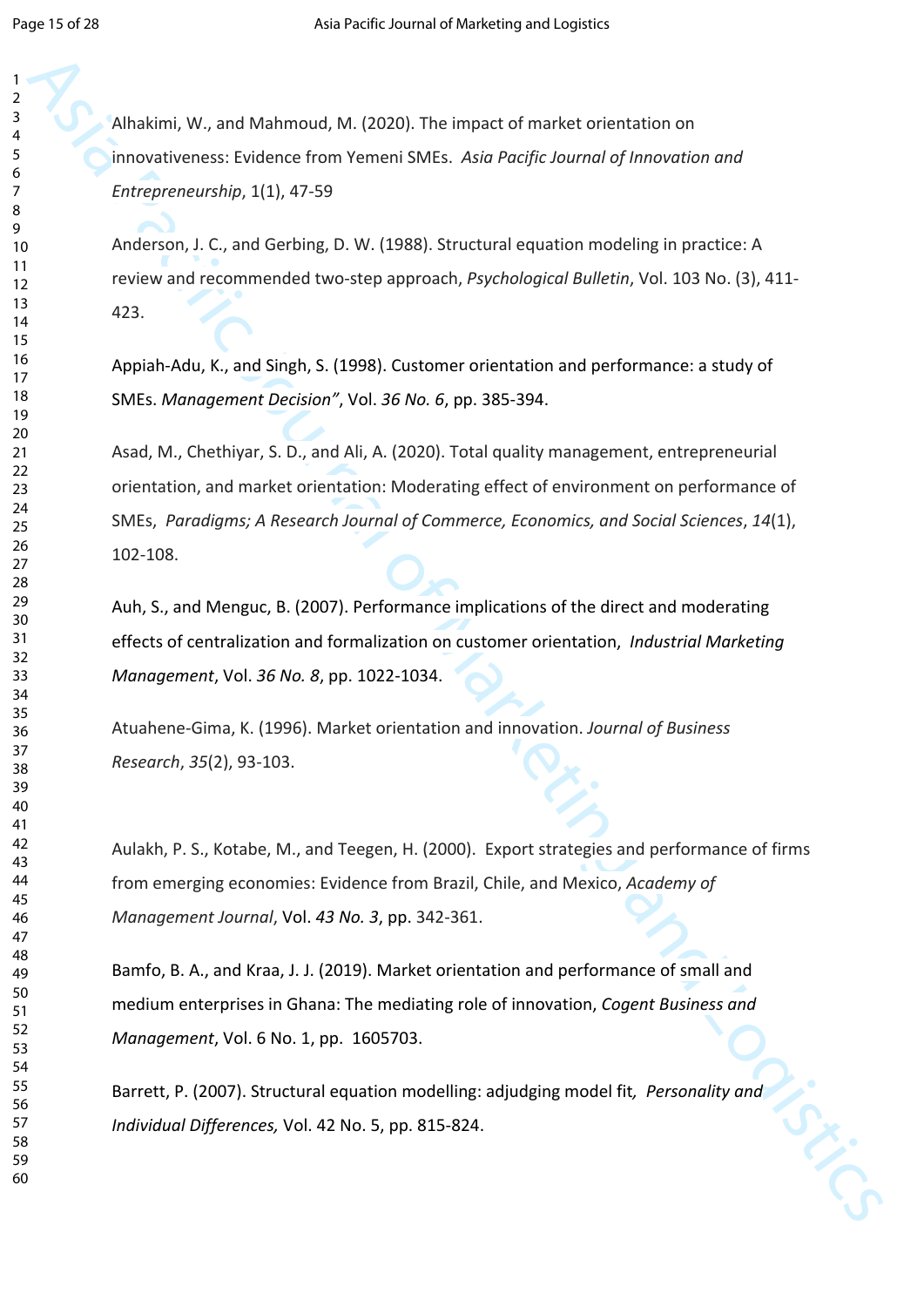Alhakimi, W., and Mahmoud, M. (2020). The impact of market orientation on innovativeness: Evidence from Yemeni SMEs. *Asia Pacific Journal of Innovation and Entrepreneurship*, 1(1), 47-59

Anderson, J. C., and Gerbing, D. W. (1988). Structural equation modeling in practice: A review and recommended two-step approach, *Psychological Bulletin*, Vol. 103 No. (3), 411-423.

Appiah-Adu, K., and Singh, S. (1998). Customer orientation and performance: a study of SMEs. *Management Decision"*, Vol. *36 No. 6*, pp. 385-394.

Asad, M., Chethiyar, S. D., and Ali, A. (2020). Total quality management, entrepreneurial orientation, and market orientation: Moderating effect of environment on performance of SMEs, *Paradigms; A Research Journal of Commerce, Economics, and Social Sciences*, *14*(1), 102-108.

Auh, S., and Menguc, B. (2007). Performance implications of the direct and moderating effects of centralization and formalization on customer orientation, *Industrial Marketing Management*, Vol. *36 No. 8*, pp. 1022-1034.

Atuahene-Gima, K. (1996). Market orientation and innovation. *Journal of Business Research*, *35*(2), 93-103.

Aulakh, P. S., Kotabe, M., and Teegen, H. (2000). Export strategies and performance of firms from emerging economies: Evidence from Brazil, Chile, and Mexico, *Academy of Management Journal*, Vol. *43 No. 3*, pp. 342-361.

Bamfo, B. A., and Kraa, J. J. (2019). Market orientation and performance of small and medium enterprises in Ghana: The mediating role of innovation, *Cogent Business and Management*, Vol. 6 No. 1, pp. 1605703.

Barrett, P. (2007). Structural equation modelling: adjudging model fit, *Personality and Individual Differences,* Vol. 42 No. 5, pp. 815-824.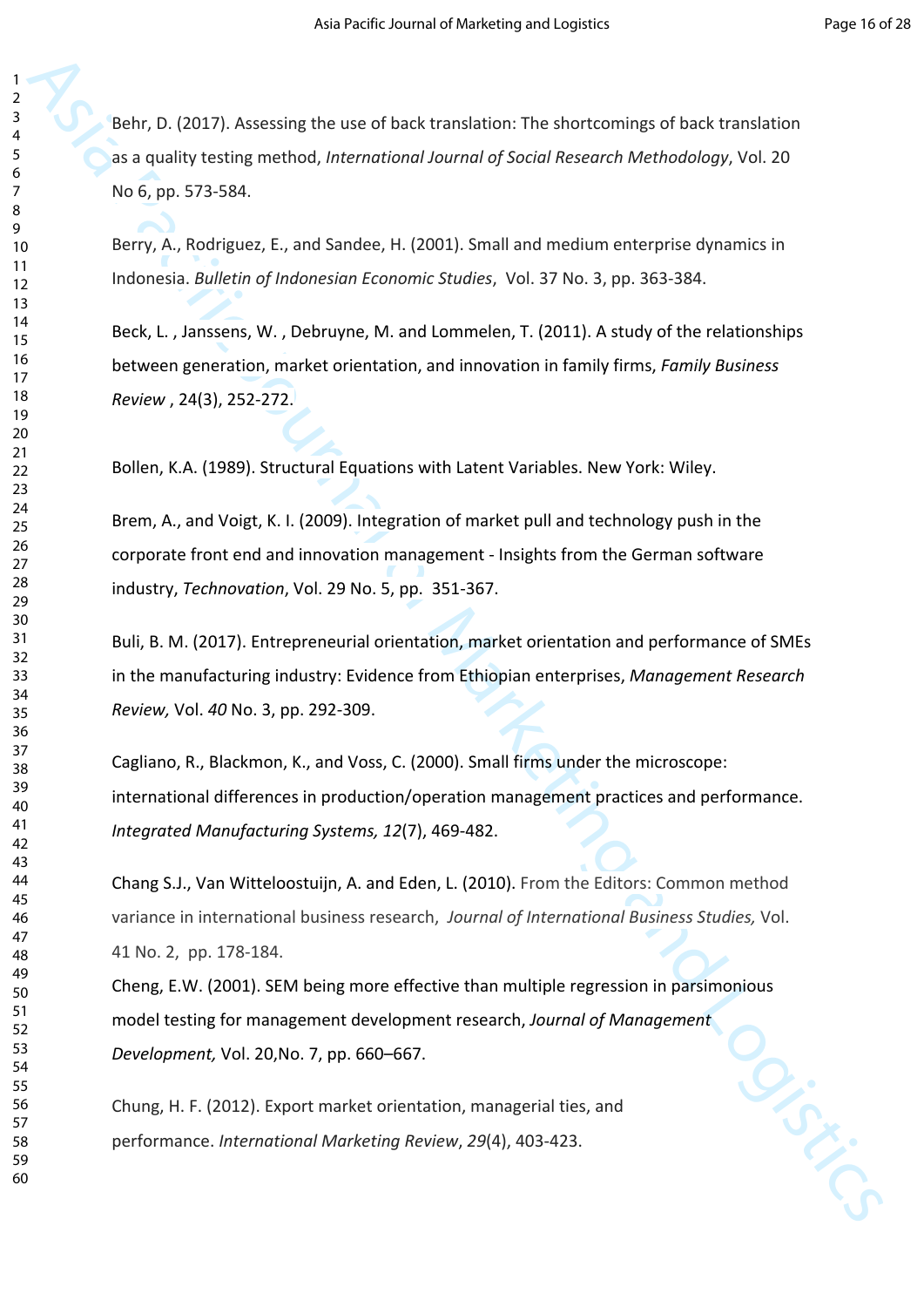Behr, D. (2017). Assessing the use of back translation: The shortcomings of back translation as a quality testing method, *International Journal of Social Research Methodology*, Vol. 20 No 6, pp. 573-584.

Berry, A., Rodriguez, E., and Sandee, H. (2001). Small and medium enterprise dynamics in Indonesia. *Bulletin of Indonesian Economic Studies*, Vol. 37 No. 3, pp. 363-384.

Beck, L. , Janssens, W. , Debruyne, M. and Lommelen, T. (2011). A study of the relationships between generation, market orientation, and innovation in family firms, *Family Business Review* , 24(3), 252-272.

Bollen, K.A. (1989). Structural Equations with Latent Variables. New York: Wiley.

Brem, A., and Voigt, K. I. (2009). Integration of market pull and technology push in the corporate front end and innovation management - Insights from the German software industry, *Technovation*, Vol. 29 No. 5, pp. 351-367.

Buli, B. M. (2017). Entrepreneurial orientation, market orientation and performance of SMEs in the manufacturing industry: Evidence from Ethiopian enterprises, *Management Research Review,* Vol. *40* No. 3, pp. 292-309.

Cagliano, R., Blackmon, K., and Voss, C. (2000). Small firms under the microscope: international differences in production/operation management practices and performance. *Integrated Manufacturing Systems, 12*(7), 469-482.

Chang S.J., Van Witteloostuijn, A. and Eden, L. (2010). From the Editors: Common method variance in international business research, *Journal of International Business Studies,* Vol. 41 No. 2, pp. 178-184.

Cheng, E.W. (2001). SEM being more effective than multiple regression in parsimonious model testing for management development research, *Journal of Management Development,* Vol. 20,No. 7, pp. 660–667.

Chung, H. F. (2012). Export market orientation, managerial ties, and performance. *International Marketing Review*, *29*(4), 403-423.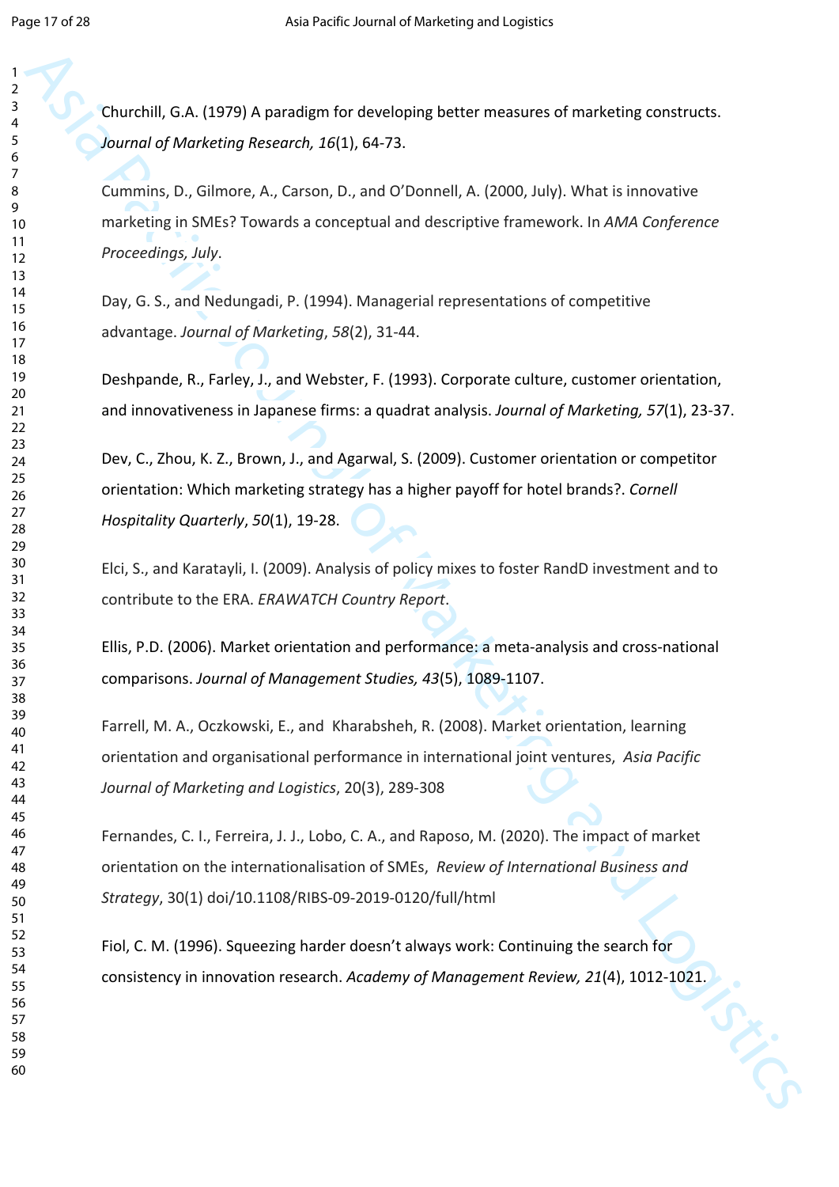Churchill, G.A. (1979) A paradigm for developing better measures of marketing constructs. *Journal of Marketing Research, 16*(1), 64-73.

Cummins, D., Gilmore, A., Carson, D., and O'Donnell, A. (2000, July). What is innovative marketing in SMEs? Towards a conceptual and descriptive framework. In *AMA Conference Proceedings, July*.

Day, G. S., and Nedungadi, P. (1994). Managerial representations of competitive advantage. *Journal of Marketing*, *58*(2), 31-44.

Deshpande, R., Farley, J., and Webster, F. (1993). Corporate culture, customer orientation, and innovativeness in Japanese firms: a quadrat analysis. *Journal of Marketing, 57*(1), 23-37.

Dev, C., Zhou, K. Z., Brown, J., and Agarwal, S. (2009). Customer orientation or competitor orientation: Which marketing strategy has a higher payoff for hotel brands?. *Cornell Hospitality Quarterly*, *50*(1), 19-28.

Elci, S., and Karatayli, I. (2009). Analysis of policy mixes to foster RandD investment and to contribute to the ERA. *ERAWATCH Country Report*.

Ellis, P.D. (2006). Market orientation and performance: a meta-analysis and cross-national comparisons. *Journal of Management Studies, 43*(5), 1089-1107.

Farrell, M. A., Oczkowski, E., and Kharabsheh, R. (2008). Market orientation, learning orientation and organisational performance in international joint ventures, *Asia Pacific Journal of Marketing and Logistics*, 20(3), 289-308

Fernandes, C. I., Ferreira, J. J., Lobo, C. A., and Raposo, M. (2020). The impact of market orientation on the internationalisation of SMEs, *Review of International Business and Strategy*, 30(1) doi/10.1108/RIBS-09-2019-0120/full/html

Fiol, C. M. (1996). Squeezing harder doesn't always work: Continuing the search for consistency in innovation research. *Academy of Management Review, 21*(4), 1012-1021.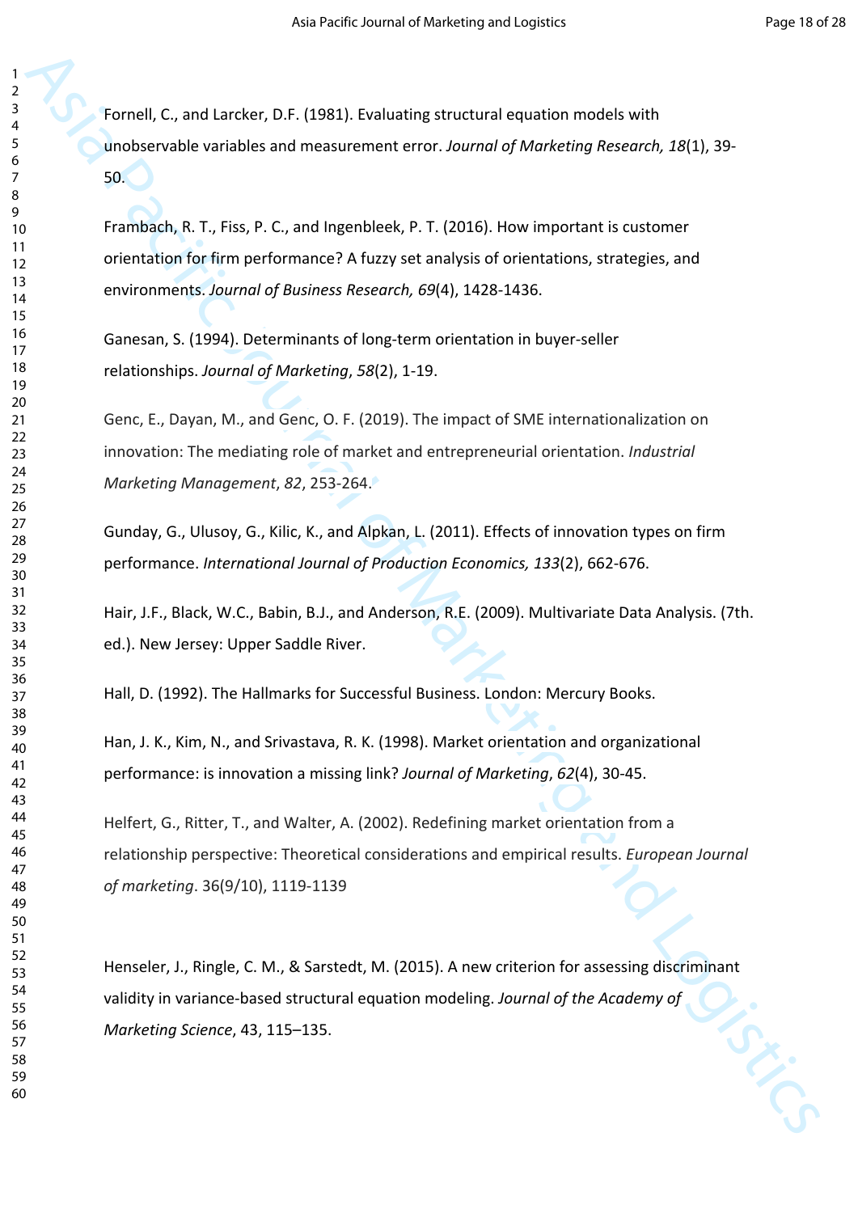Fornell, C., and Larcker, D.F. (1981). Evaluating structural equation models with unobservable variables and measurement error. *Journal of Marketing Research, 18*(1), 39-50.

Frambach, R. T., Fiss, P. C., and Ingenbleek, P. T. (2016). How important is customer orientation for firm performance? A fuzzy set analysis of orientations, strategies, and environments. *Journal of Business Research, 69*(4), 1428-1436.

Ganesan, S. (1994). Determinants of long-term orientation in buyer-seller relationships. *Journal of Marketing*, *58*(2), 1-19.

Genc, E., Dayan, M., and Genc, O. F. (2019). The impact of SME internationalization on innovation: The mediating role of market and entrepreneurial orientation. *Industrial Marketing Management*, *82*, 253-264.

Gunday, G., Ulusoy, G., Kilic, K., and Alpkan, L. (2011). Effects of innovation types on firm performance. *International Journal of Production Economics, 133*(2), 662-676.

Hair, J.F., Black, W.C., Babin, B.J., and Anderson, R.E. (2009). Multivariate Data Analysis. (7th. ed.). New Jersey: Upper Saddle River.

Hall, D. (1992). The Hallmarks for Successful Business. London: Mercury Books.

Han, J. K., Kim, N., and Srivastava, R. K. (1998). Market orientation and organizational performance: is innovation a missing link? *Journal of Marketing*, *62*(4), 30-45.

Helfert, G., Ritter, T., and Walter, A. (2002). Redefining market orientation from a relationship perspective: Theoretical considerations and empirical results. *European Journal of marketing*. 36(9/10), 1119-1139

Henseler, J., Ringle, C. M., & Sarstedt, M. (2015). A new criterion for assessing discriminant validity in variance-based structural equation modeling. *Journal of the Academy of Marketing Science*, 43, 115–135.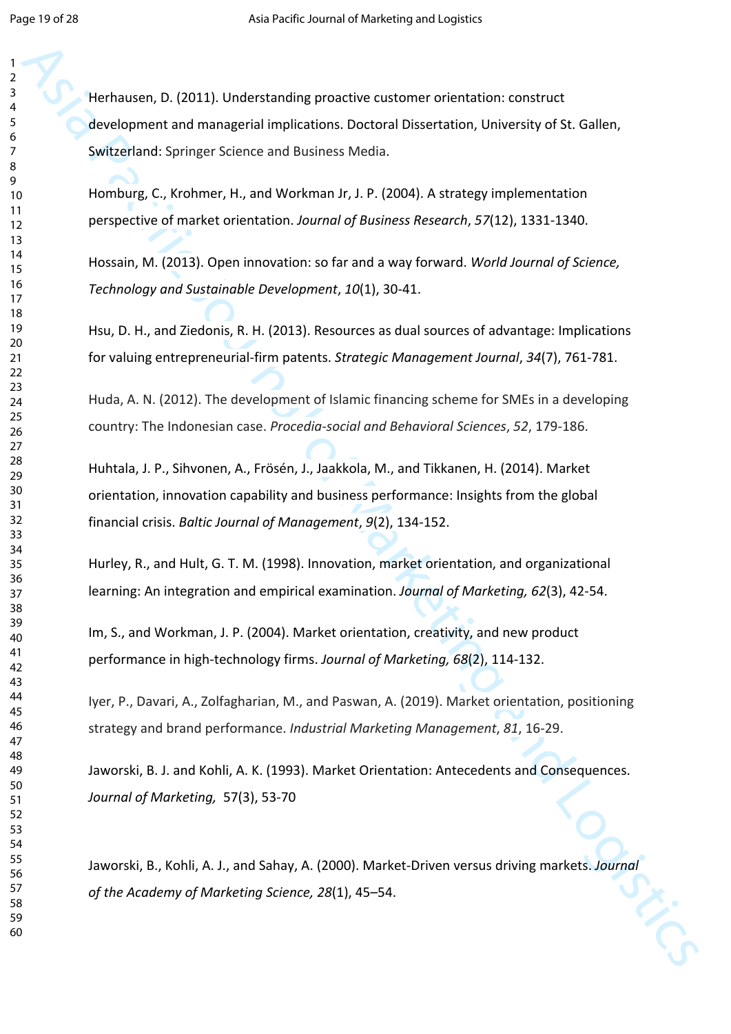Herhausen, D. (2011). Understanding proactive customer orientation: construct development and managerial implications. Doctoral Dissertation, University of St. Gallen, Switzerland: Springer Science and Business Media.

Homburg, C., Krohmer, H., and Workman Jr, J. P. (2004). A strategy implementation perspective of market orientation. *Journal of Business Research*, *57*(12), 1331-1340.

Hossain, M. (2013). Open innovation: so far and a way forward. *World Journal of Science, Technology and Sustainable Development*, *10*(1), 30-41.

Hsu, D. H., and Ziedonis, R. H. (2013). Resources as dual sources of advantage: Implications for valuing entrepreneurial-firm patents. *Strategic Management Journal*, *34*(7), 761-781.

Huda, A. N. (2012). The development of Islamic financing scheme for SMEs in a developing country: The Indonesian case. *Procedia-social and Behavioral Sciences*, *52*, 179-186.

Huhtala, J. P., Sihvonen, A., Frösén, J., Jaakkola, M., and Tikkanen, H. (2014). Market orientation, innovation capability and business performance: Insights from the global financial crisis. *Baltic Journal of Management*, *9*(2), 134-152.

Hurley, R., and Hult, G. T. M. (1998). Innovation, market orientation, and organizational learning: An integration and empirical examination. *Journal of Marketing, 62*(3), 42-54.

Im, S., and Workman, J. P. (2004). Market orientation, creativity, and new product performance in high-technology firms. *Journal of Marketing, 68*(2), 114-132.

Iyer, P., Davari, A., Zolfagharian, M., and Paswan, A. (2019). Market orientation, positioning strategy and brand performance. *Industrial Marketing Management*, *81*, 16-29.

Jaworski, B. J. and Kohli, A. K. (1993). Market Orientation: Antecedents and Consequences. *Journal of Marketing,* 57(3), 53-70

Jaworski, B., Kohli, A. J., and Sahay, A. (2000). Market-Driven versus driving markets. *Journal of the Academy of Marketing Science, 28*(1), 45–54.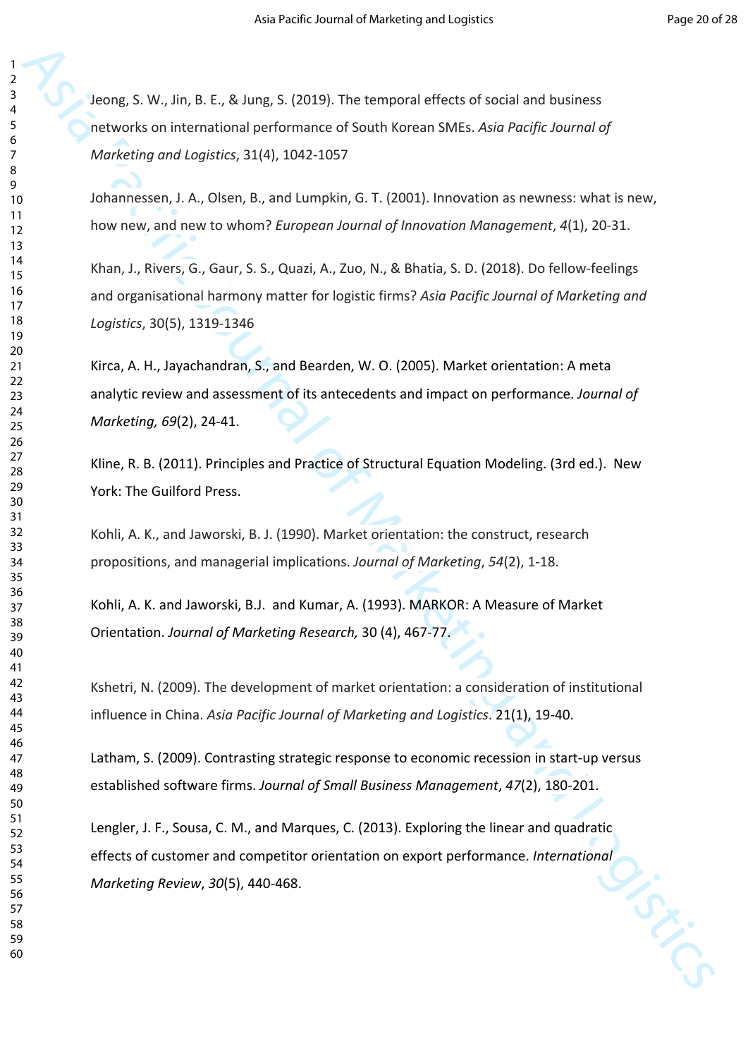Jeong, S. W., Jin, B. E., & Jung, S. (2019). The temporal effects of social and business networks on international performance of South Korean SMEs. *Asia Pacific Journal of Marketing and Logistics*, 31(4), 1042-1057

Johannessen, J. A., Olsen, B., and Lumpkin, G. T. (2001). Innovation as newness: what is new, how new, and new to whom? *European Journal of Innovation Management*, *4*(1), 20-31.

Khan, J., Rivers, G., Gaur, S. S., Quazi, A., Zuo, N., & Bhatia, S. D. (2018). Do fellow-feelings and organisational harmony matter for logistic firms? *Asia Pacific Journal of Marketing and Logistics*, 30(5), 1319-1346

Kirca, A. H., Jayachandran, S., and Bearden, W. O. (2005). Market orientation: A meta analytic review and assessment of its antecedents and impact on performance. *Journal of Marketing, 69*(2), 24-41.

Kline, R. B. (2011). Principles and Practice of Structural Equation Modeling. (3rd ed.). New York: The Guilford Press.

Kohli, A. K., and Jaworski, B. J. (1990). Market orientation: the construct, research propositions, and managerial implications. *Journal of Marketing*, *54*(2), 1-18.

Kohli, A. K. and Jaworski, B.J. and Kumar, A. (1993). MARKOR: A Measure of Market Orientation. *Journal of Marketing Research,* 30 (4), 467-77.

Kshetri, N. (2009). The development of market orientation: a consideration of institutional influence in China. *Asia Pacific Journal of Marketing and Logistics*. 21(1), 19-40.

Latham, S. (2009). Contrasting strategic response to economic recession in start-up versus established software firms. *Journal of Small Business Management*, *47*(2), 180-201.

Lengler, J. F., Sousa, C. M., and Marques, C. (2013). Exploring the linear and quadratic effects of customer and competitor orientation on export performance. *International Marketing Review*, *30*(5), 440-468.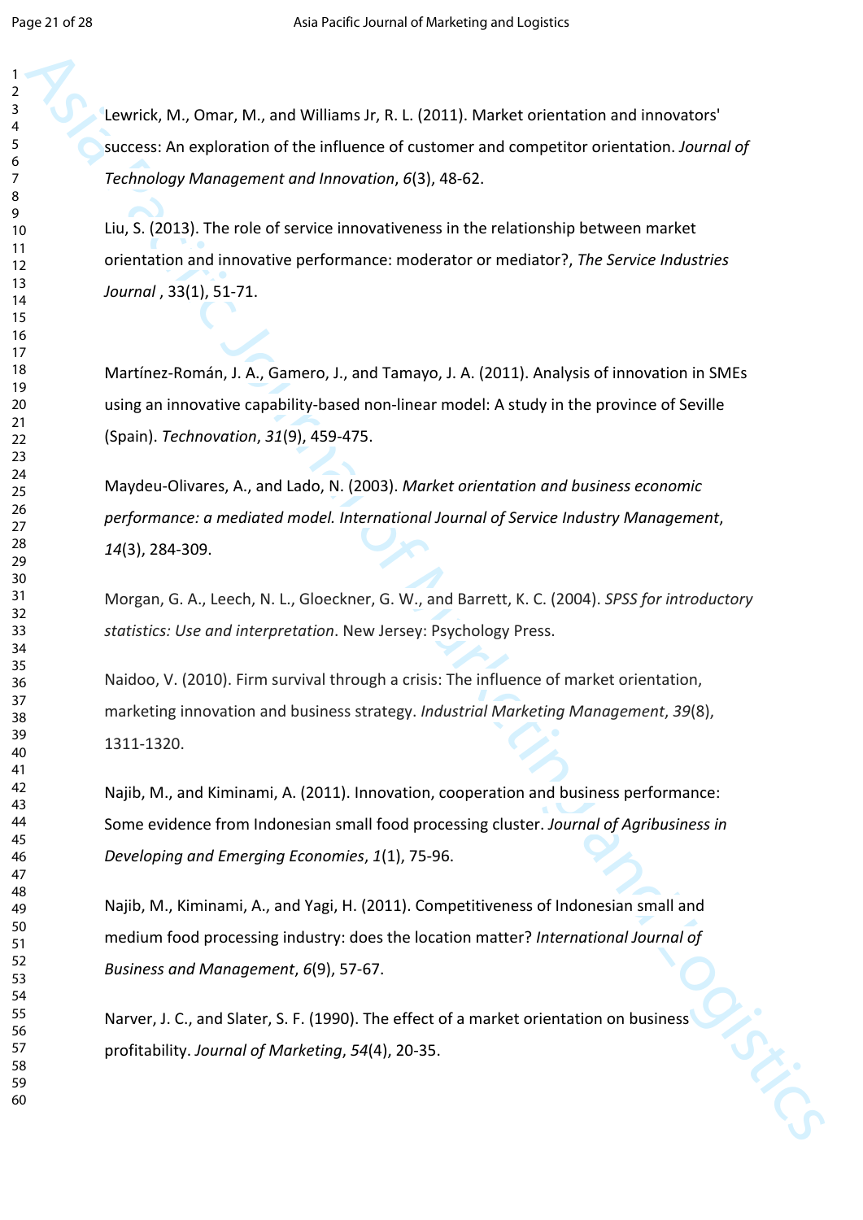Lewrick, M., Omar, M., and Williams Jr, R. L. (2011). Market orientation and innovators' success: An exploration of the influence of customer and competitor orientation. *Journal of Technology Management and Innovation*, *6*(3), 48-62.

Liu, S. (2013). The role of service innovativeness in the relationship between market orientation and innovative performance: moderator or mediator?, *The Service Industries Journal* , 33(1), 51-71.

Martínez-Román, J. A., Gamero, J., and Tamayo, J. A. (2011). Analysis of innovation in SMEs using an innovative capability-based non-linear model: A study in the province of Seville (Spain). *Technovation*, *31*(9), 459-475.

Maydeu-Olivares, A., and Lado, N. (2003). *Market orientation and business economic performance: a mediated model. International Journal of Service Industry Management*, *14*(3), 284-309.

Morgan, G. A., Leech, N. L., Gloeckner, G. W., and Barrett, K. C. (2004). *SPSS for introductory statistics: Use and interpretation*. New Jersey: Psychology Press.

Naidoo, V. (2010). Firm survival through a crisis: The influence of market orientation, marketing innovation and business strategy. *Industrial Marketing Management*, *39*(8), 1311-1320.

Najib, M., and Kiminami, A. (2011). Innovation, cooperation and business performance: Some evidence from Indonesian small food processing cluster. *Journal of Agribusiness in Developing and Emerging Economies*, *1*(1), 75-96.

Najib, M., Kiminami, A., and Yagi, H. (2011). Competitiveness of Indonesian small and medium food processing industry: does the location matter? *International Journal of Business and Management*, *6*(9), 57-67.

Narver, J. C., and Slater, S. F. (1990). The effect of a market orientation on business profitability. *Journal of Marketing*, *54*(4), 20-35.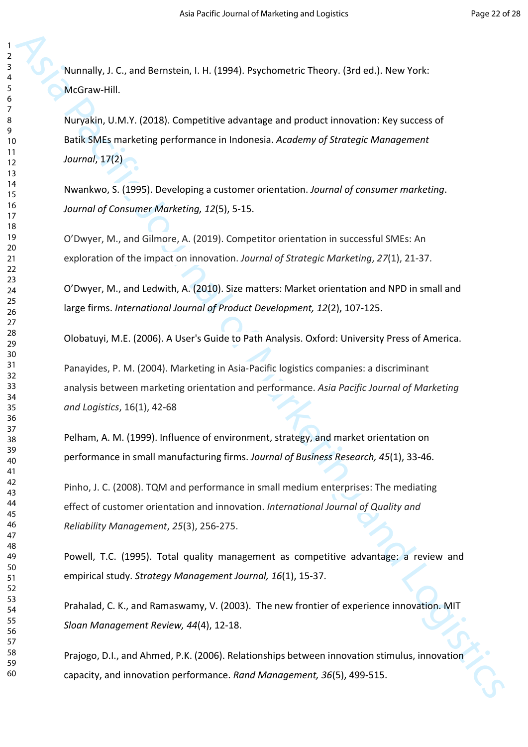Nunnally, J. C., and Bernstein, I. H. (1994). Psychometric Theory. (3rd ed.). New York: McGraw-Hill.

Nuryakin, U.M.Y. (2018). Competitive advantage and product innovation: Key success of Batik SMEs marketing performance in Indonesia. *Academy of Strategic Management Journal*, 17(2)

Nwankwo, S. (1995). Developing a customer orientation. *Journal of consumer marketing*. *Journal of Consumer Marketing, 12*(5), 5-15.

O'Dwyer, M., and Gilmore, A. (2019). Competitor orientation in successful SMEs: An exploration of the impact on innovation. *Journal of Strategic Marketing*, *27*(1), 21-37.

O'Dwyer, M., and Ledwith, A. (2010). Size matters: Market orientation and NPD in small and large firms. *International Journal of Product Development, 12*(2), 107-125.

Olobatuyi, M.E. (2006). A User's Guide to Path Analysis. Oxford: University Press of America.

Panayides, P. M. (2004). Marketing in Asia-Pacific logistics companies: a discriminant analysis between marketing orientation and performance. *Asia Pacific Journal of Marketing and Logistics*, 16(1), 42-68

Pelham, A. M. (1999). Influence of environment, strategy, and market orientation on performance in small manufacturing firms. *Journal of Business Research, 45*(1), 33-46.

Pinho, J. C. (2008). TQM and performance in small medium enterprises: The mediating effect of customer orientation and innovation. *International Journal of Quality and Reliability Management*, *25*(3), 256-275.

Powell, T.C. (1995). Total quality management as competitive advantage: a review and empirical study. *Strategy Management Journal, 16*(1), 15-37.

Prahalad, C. K., and Ramaswamy, V. (2003). The new frontier of experience innovation. MIT *Sloan Management Review, 44*(4), 12-18.

Prajogo, D.I., and Ahmed, P.K. (2006). Relationships between innovation stimulus, innovation capacity, and innovation performance. *Rand Management, 36*(5), 499-515.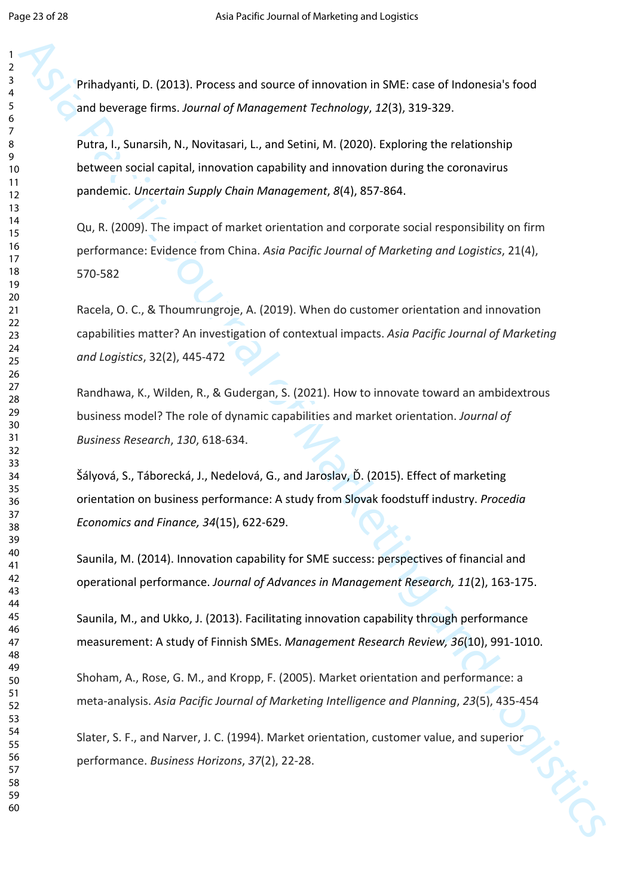Prihadyanti, D. (2013). Process and source of innovation in SME: case of Indonesia's food and beverage firms. *Journal of Management Technology*, *12*(3), 319-329.

Putra, I., Sunarsih, N., Novitasari, L., and Setini, M. (2020). Exploring the relationship between social capital, innovation capability and innovation during the coronavirus pandemic. *Uncertain Supply Chain Management*, *8*(4), 857-864.

Qu, R. (2009). The impact of market orientation and corporate social responsibility on firm performance: Evidence from China. *Asia Pacific Journal of Marketing and Logistics*, 21(4), 570-582

Racela, O. C., & Thoumrungroje, A. (2019). When do customer orientation and innovation capabilities matter? An investigation of contextual impacts. *Asia Pacific Journal of Marketing and Logistics*, 32(2), 445-472

Randhawa, K., Wilden, R., & Gudergan, S. (2021). How to innovate toward an ambidextrous business model? The role of dynamic capabilities and market orientation. *Journal of Business Research*, *130*, 618-634.

Šályová, S., Táborecká, J., Nedelová, G., and Jaroslav, Ď. (2015). Effect of marketing orientation on business performance: A study from Slovak foodstuff industry. *Procedia Economics and Finance, 34*(15), 622-629.

Saunila, M. (2014). Innovation capability for SME success: perspectives of financial and operational performance. *Journal of Advances in Management Research, 11*(2), 163-175.

Saunila, M., and Ukko, J. (2013). Facilitating innovation capability through performance measurement: A study of Finnish SMEs. *Management Research Review, 36*(10), 991-1010.

Shoham, A., Rose, G. M., and Kropp, F. (2005). Market orientation and performance: a meta-analysis. *Asia Pacific Journal of Marketing Intelligence and Planning*, *23*(5), 435-454

Slater, S. F., and Narver, J. C. (1994). Market orientation, customer value, and superior performance. *Business Horizons*, *37*(2), 22-28.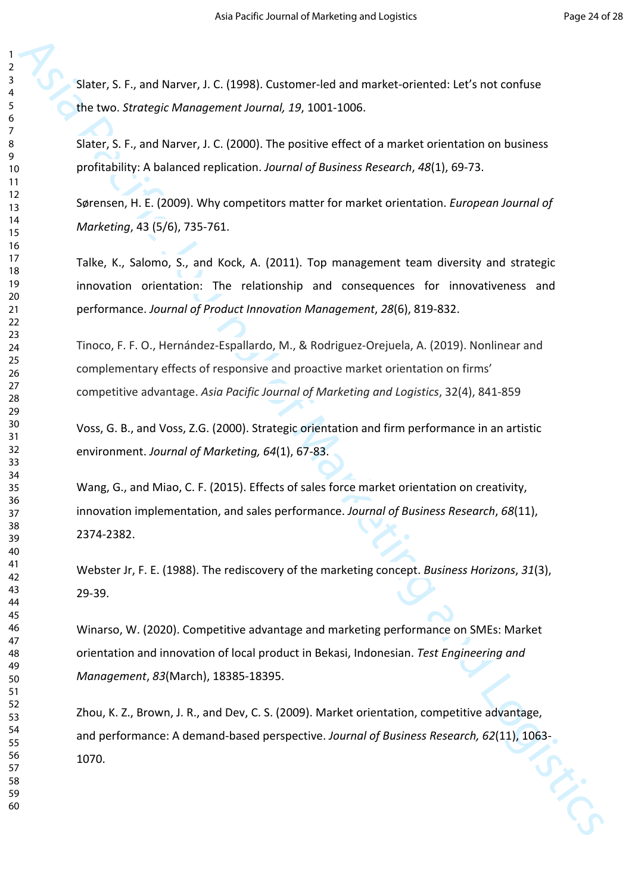Slater, S. F., and Narver, J. C. (1998). Customer-led and market-oriented: Let's not confuse the two. *Strategic Management Journal, 19*, 1001-1006.

Slater, S. F., and Narver, J. C. (2000). The positive effect of a market orientation on business profitability: A balanced replication. *Journal of Business Research*, *48*(1), 69-73.

Sørensen, H. E. (2009). Why competitors matter for market orientation. *European Journal of Marketing*, 43 (5/6), 735-761.

Talke, K., Salomo, S., and Kock, A. (2011). Top management team diversity and strategic innovation orientation: The relationship and consequences for innovativeness and performance. *Journal of Product Innovation Management*, *28*(6), 819-832.

Tinoco, F. F. O., Hernández-Espallardo, M., & Rodriguez-Orejuela, A. (2019). Nonlinear and complementary effects of responsive and proactive market orientation on firms' competitive advantage. *Asia Pacific Journal of Marketing and Logistics*, 32(4), 841-859

Voss, G. B., and Voss, Z.G. (2000). Strategic orientation and firm performance in an artistic environment. *Journal of Marketing, 64*(1), 67-83.

Wang, G., and Miao, C. F. (2015). Effects of sales force market orientation on creativity, innovation implementation, and sales performance. *Journal of Business Research*, *68*(11), 2374-2382.

Webster Jr, F. E. (1988). The rediscovery of the marketing concept. *Business Horizons*, *31*(3), 29-39.

Winarso, W. (2020). Competitive advantage and marketing performance on SMEs: Market orientation and innovation of local product in Bekasi, Indonesian. *Test Engineering and Management*, *83*(March), 18385-18395.

Zhou, K. Z., Brown, J. R., and Dev, C. S. (2009). Market orientation, competitive advantage, and performance: A demand-based perspective. *Journal of Business Research, 62*(11), 1063-1070.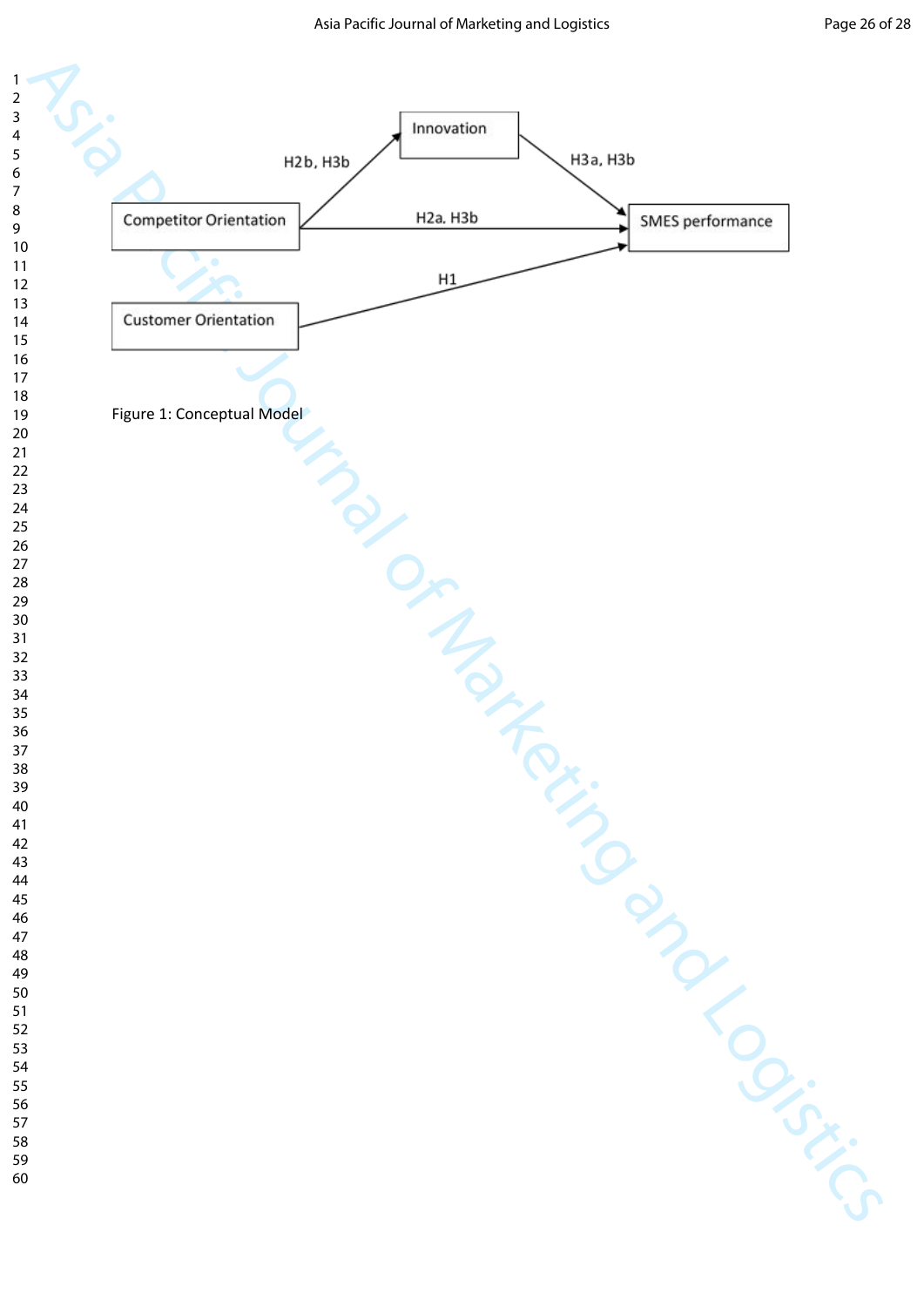Figure 1: Conceptual Model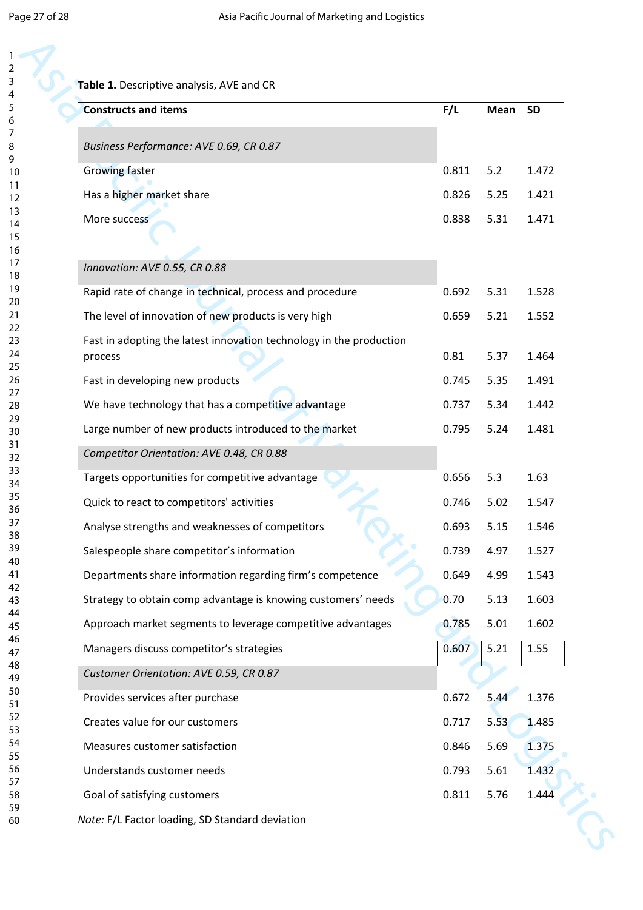**Table 1.** Descriptive analysis, AVE and CR

| Constructs and items | F/L | Mean | SD |
|---|---|---|---|
| *Business Performance: AVE 0.69, CR 0.87* | | | |
| Growing faster | 0.811 | 5.2 | 1.472 |
| Has a higher market share | 0.826 | 5.25 | 1.421 |
| More success | 0.838 | 5.31 | 1.471 |
| *Innovation: AVE 0.55, CR 0.88* | | | |
| Rapid rate of change in technical, process and procedure | 0.692 | 5.31 | 1.528 |
| The level of innovation of new products is very high | 0.659 | 5.21 | 1.552 |
| Fast in adopting the latest innovation technology in the production process | 0.81 | 5.37 | 1.464 |
| Fast in developing new products | 0.745 | 5.35 | 1.491 |
| We have technology that has a competitive advantage | 0.737 | 5.34 | 1.442 |
| Large number of new products introduced to the market | 0.795 | 5.24 | 1.481 |
| *Competitor Orientation: AVE 0.48, CR 0.88* | | | |
| Targets opportunities for competitive advantage | 0.656 | 5.3 | 1.63 |
| Quick to react to competitors' activities | 0.746 | 5.02 | 1.547 |
| Analyse strengths and weaknesses of competitors | 0.693 | 5.15 | 1.546 |
| Salespeople share competitor's information | 0.739 | 4.97 | 1.527 |
| Departments share information regarding firm's competence | 0.649 | 4.99 | 1.543 |
| Strategy to obtain comp advantage is knowing customers' needs | 0.70 | 5.13 | 1.603 |
| Approach market segments to leverage competitive advantages | 0.785 | 5.01 | 1.602 |
| Managers discuss competitor's strategies | 0.607 | 5.21 | 1.55 |
| *Customer Orientation: AVE 0.59, CR 0.87* | | | |
| Provides services after purchase | 0.672 | 5.44 | 1.376 |
| Creates value for our customers | 0.717 | 5.53 | 1.485 |
| Measures customer satisfaction | 0.846 | 5.69 | 1.375 |
| Understands customer needs | 0.793 | 5.61 | 1.432 |
| Goal of satisfying customers | 0.811 | 5.76 | 1.444 |

*Note:* F/L Factor loading, SD Standard deviation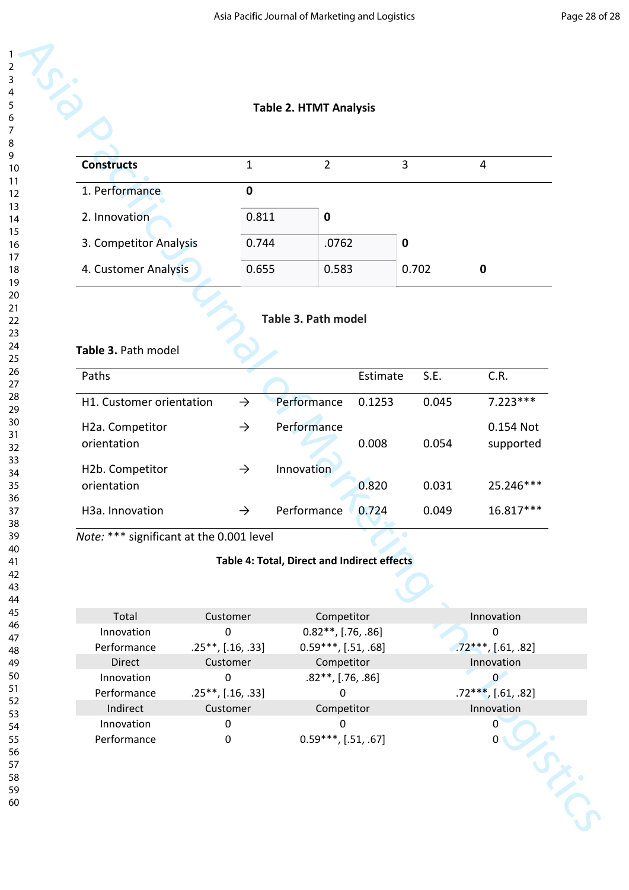**Table 2. HTMT Analysis**

| Constructs | 1 | 2 | 3 | 4 |
|---|---|---|---|---|
| 1. Performance | **0** | | | |
| 2. Innovation | 0.811 | **0** | | |
| 3. Competitor Analysis | 0.744 | .0762 | **0** | |
| 4. Customer Analysis | 0.655 | 0.583 | 0.702 | **0** |

**Table 3. Path model**

**Table 3.** Path model

| Paths | | | Estimate | S.E. | C.R. |
|---|---|---|---|---|---|
| H1. Customer orientation | → | Performance | 0.1253 | 0.045 | 7.223*** |
| H2a. Competitor orientation | → | Performance | 0.008 | 0.054 | 0.154 Not supported |
| H2b. Competitor orientation | → | Innovation | 0.820 | 0.031 | 25.246*** |
| H3a. Innovation | → | Performance | 0.724 | 0.049 | 16.817*** |

*Note:* *** significant at the 0.001 level

**Table 4: Total, Direct and Indirect effects**

| Total | Customer | Competitor | Innovation |
|---|---|---|---|
| Innovation | 0 | 0.82**, [.76, .86] | 0 |
| Performance | .25**, [.16, .33] | 0.59***, [.51, .68] | .72***, [.61, .82] |
| **Direct** | **Customer** | **Competitor** | **Innovation** |
| Innovation | 0 | .82**, [.76, .86] | 0 |
| Performance | .25**, [.16, .33] | 0 | .72***, [.61, .82] |
| **Indirect** | **Customer** | **Competitor** | **Innovation** |
| Innovation | 0 | 0 | 0 |
| Performance | 0 | 0.59***, [.51, .67] | 0 |